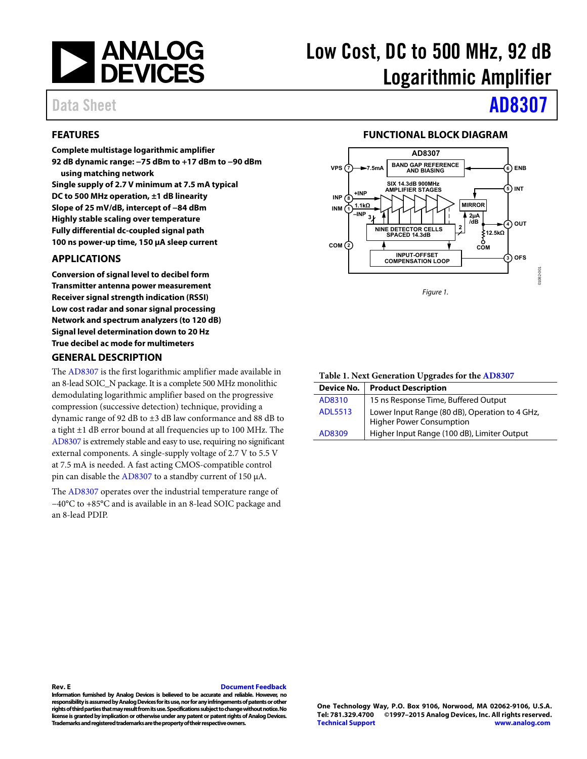# Low Cost, DC to 500 MHz, 92 dB Logarithmic Amplifier

Data Sheet **AD8307**

## FEATURES

**Complete multistage logarithmic amplifier**
**92 dB dynamic range: −75 dBm to +17 dBm to −90 dBm using matching network**
**Single supply of 2.7 V minimum at 7.5 mA typical**
**DC to 500 MHz operation, ±1 dB linearity**
**Slope of 25 mV/dB, intercept of −84 dBm**
**Highly stable scaling over temperature**
**Fully differential dc-coupled signal path**
**100 ns power-up time, 150 μA sleep current**

## APPLICATIONS

**Conversion of signal level to decibel form**
**Transmitter antenna power measurement**
**Receiver signal strength indication (RSSI)**
**Low cost radar and sonar signal processing**
**Network and spectrum analyzers (to 120 dB)**
**Signal level determination down to 20 Hz**
**True decibel ac mode for multimeters**

## GENERAL DESCRIPTION

The AD8307 is the first logarithmic amplifier made available in an 8-lead SOIC_N package. It is a complete 500 MHz monolithic demodulating logarithmic amplifier based on the progressive compression (successive detection) technique, providing a dynamic range of 92 dB to ±3 dB law conformance and 88 dB to a tight ±1 dB error bound at all frequencies up to 100 MHz. The AD8307 is extremely stable and easy to use, requiring no significant external components. A single-supply voltage of 2.7 V to 5.5 V at 7.5 mA is needed. A fast acting CMOS-compatible control pin can disable the AD8307 to a standby current of 150 μA.

The AD8307 operates over the industrial temperature range of −40°C to +85°C and is available in an 8-lead SOIC package and an 8-lead PDIP.

## FUNCTIONAL BLOCK DIAGRAM

*Figure 1.*

**Table 1. Next Generation Upgrades for the AD8307**

| Device No. | Product Description |
|---|---|
| AD8310 | 15 ns Response Time, Buffered Output |
| ADL5513 | Lower Input Range (80 dB), Operation to 4 GHz, Higher Power Consumption |
| AD8309 | Higher Input Range (100 dB), Limiter Output |

Rev. E

Information furnished by Analog Devices is believed to be accurate and reliable. However, no responsibility is assumed by Analog Devices for its use, nor for any infringements of patents or other rights of third parties that may result from its use. Specifications subject to change without notice. No license is granted by implication or otherwise under any patent or patent rights of Analog Devices. Trademarks and registered trademarks are the property of their respective owners.

One Technology Way, P.O. Box 9106, Norwood, MA 02062-9106, U.S.A.
Tel: 781.329.4700 ©1997–2015 Analog Devices, Inc. All rights reserved.
Technical Support www.analog.com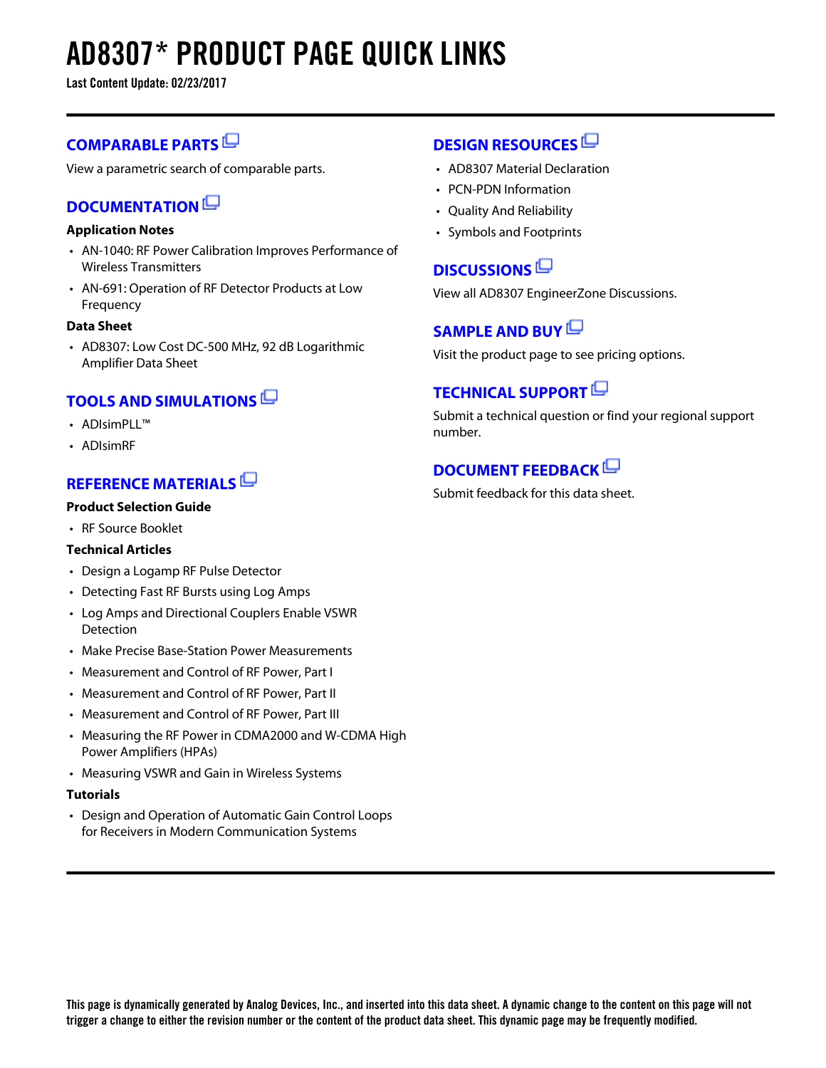# AD8307* PRODUCT PAGE QUICK LINKS

**Last Content Update: 02/23/2017**

## COMPARABLE PARTS

View a parametric search of comparable parts.

## DOCUMENTATION

**Application Notes**

- AN-1040: RF Power Calibration Improves Performance of Wireless Transmitters
- AN-691: Operation of RF Detector Products at Low Frequency

**Data Sheet**

- AD8307: Low Cost DC-500 MHz, 92 dB Logarithmic Amplifier Data Sheet

## TOOLS AND SIMULATIONS

- ADIsimPLL™
- ADIsimRF

## REFERENCE MATERIALS

**Product Selection Guide**

- RF Source Booklet

**Technical Articles**

- Design a Logamp RF Pulse Detector
- Detecting Fast RF Bursts using Log Amps
- Log Amps and Directional Couplers Enable VSWR Detection
- Make Precise Base-Station Power Measurements
- Measurement and Control of RF Power, Part I
- Measurement and Control of RF Power, Part II
- Measurement and Control of RF Power, Part III
- Measuring the RF Power in CDMA2000 and W-CDMA High Power Amplifiers (HPAs)
- Measuring VSWR and Gain in Wireless Systems

**Tutorials**

- Design and Operation of Automatic Gain Control Loops for Receivers in Modern Communication Systems

## DESIGN RESOURCES

- AD8307 Material Declaration
- PCN-PDN Information
- Quality And Reliability
- Symbols and Footprints

## DISCUSSIONS

View all AD8307 EngineerZone Discussions.

## SAMPLE AND BUY

Visit the product page to see pricing options.

## TECHNICAL SUPPORT

Submit a technical question or find your regional support number.

## DOCUMENT FEEDBACK

Submit feedback for this data sheet.

**This page is dynamically generated by Analog Devices, Inc., and inserted into this data sheet. A dynamic change to the content on this page will not trigger a change to either the revision number or the content of the product data sheet. This dynamic page may be frequently modified.**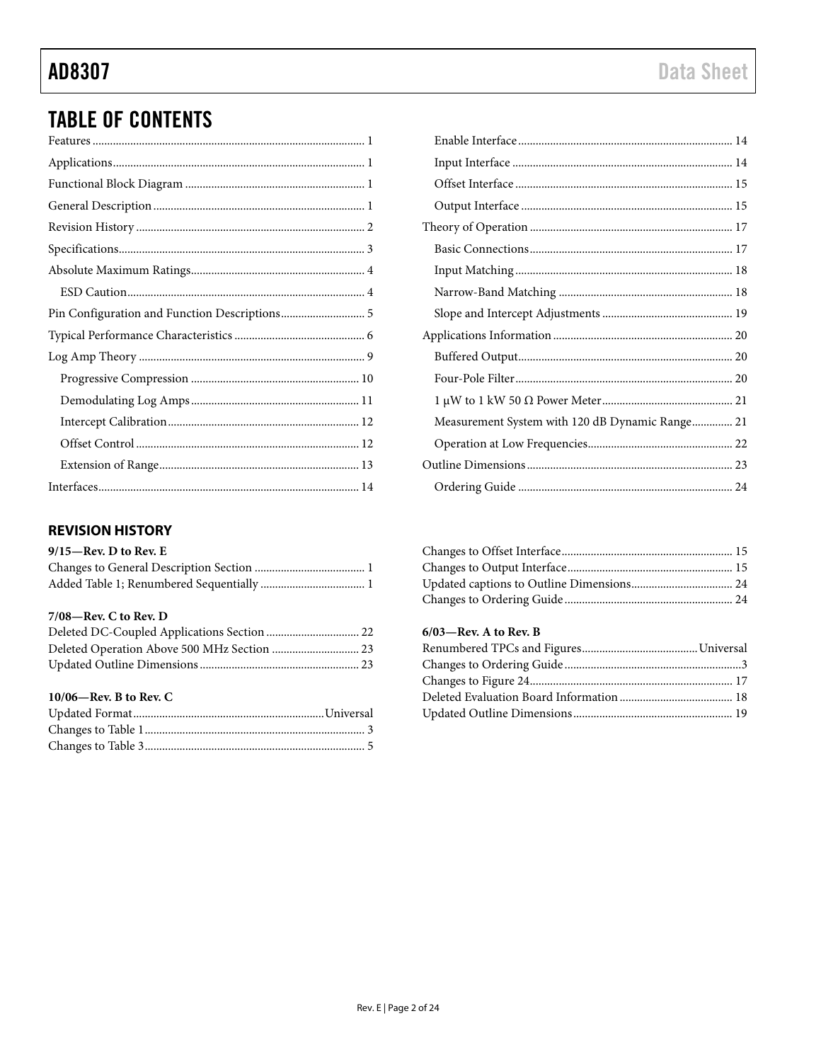## TABLE OF CONTENTS

Features ........................................................................................ 1
Applications.................................................................................. 1
Functional Block Diagram ............................................................ 1
General Description ...................................................................... 1
Revision History ............................................................................ 2
Specifications................................................................................. 3
Absolute Maximum Ratings.......................................................... 4
    ESD Caution............................................................................... 4
Pin Configuration and Function Descriptions............................ 5
Typical Performance Characteristics ........................................... 6
Log Amp Theory ........................................................................... 9
    Progressive Compression ........................................................ 10
    Demodulating Log Amps......................................................... 11
    Intercept Calibration................................................................ 12
    Offset Control ........................................................................... 12
    Extension of Range................................................................... 13
Interfaces....................................................................................... 14
    Enable Interface........................................................................ 14
    Input Interface .......................................................................... 14
    Offset Interface ......................................................................... 15
    Output Interface ....................................................................... 15
Theory of Operation .................................................................... 17
    Basic Connections.................................................................... 17
    Input Matching......................................................................... 18
    Narrow-Band Matching .......................................................... 18
    Slope and Intercept Adjustments ........................................... 19
Applications Information ............................................................ 20
    Buffered Output........................................................................ 20
    Four-Pole Filter......................................................................... 20
    1 μW to 1 kW 50 Ω Power Meter............................................ 21
    Measurement System with 120 dB Dynamic Range............. 21
    Operation at Low Frequencies................................................ 22
Outline Dimensions ..................................................................... 23
    Ordering Guide ........................................................................ 24

### REVISION HISTORY

**9/15—Rev. D to Rev. E**

Changes to General Description Section ..................................... 1
Added Table 1; Renumbered Sequentially ................................... 1

**7/08—Rev. C to Rev. D**

Deleted DC-Coupled Applications Section ................................ 22
Deleted Operation Above 500 MHz Section ............................. 23
Updated Outline Dimensions ...................................................... 23

**10/06—Rev. B to Rev. C**

Updated Format................................................................Universal
Changes to Table 1 .......................................................................... 3
Changes to Table 3 .......................................................................... 5
Changes to Offset Interface.......................................................... 15
Changes to Output Interface........................................................ 15
Updated captions to Outline Dimensions.................................. 24
Changes to Ordering Guide......................................................... 24

**6/03—Rev. A to Rev. B**

Renumbered TPCs and Figures.......................................Universal
Changes to Ordering Guide............................................................3
Changes to Figure 24..................................................................... 17
Deleted Evaluation Board Information ...................................... 18
Updated Outline Dimensions ...................................................... 19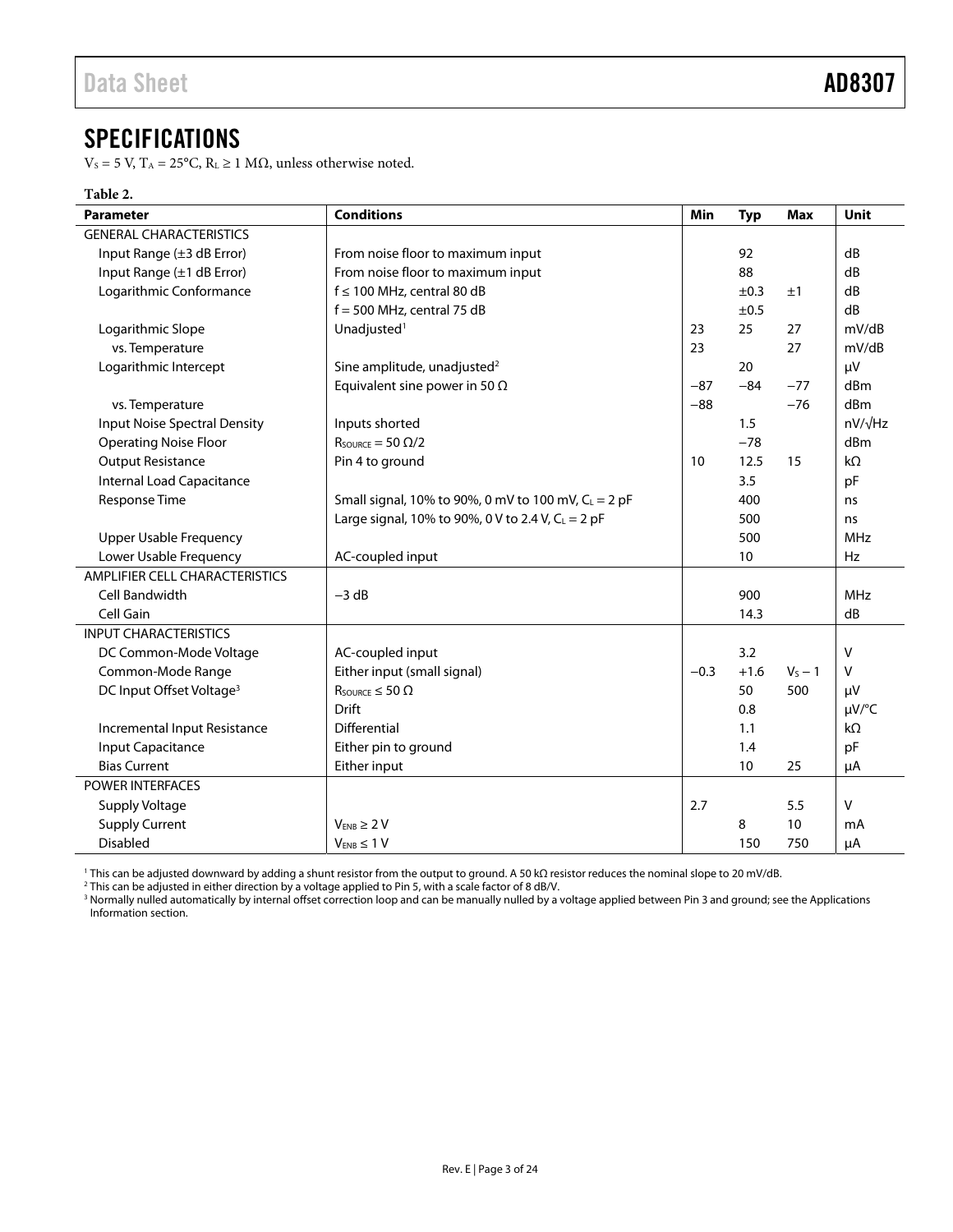## SPECIFICATIONS

$V_S$ = 5 V, $T_A$ = 25°C, $R_L$ ≥ 1 MΩ, unless otherwise noted.

**Table 2.**

| Parameter | Conditions | Min | Typ | Max | Unit |
|---|---|---|---|---|---|
| GENERAL CHARACTERISTICS | | | | | |
| Input Range (±3 dB Error) | From noise floor to maximum input | | 92 | | dB |
| Input Range (±1 dB Error) | From noise floor to maximum input | | 88 | | dB |
| Logarithmic Conformance | f ≤ 100 MHz, central 80 dB | | ±0.3 | ±1 | dB |
| | f = 500 MHz, central 75 dB | | ±0.5 | | dB |
| Logarithmic Slope | Unadjusted[1] | 23 | 25 | 27 | mV/dB |
| vs. Temperature | | 23 | | 27 | mV/dB |
| Logarithmic Intercept | Sine amplitude, unadjusted[2] | | 20 | | μV |
| | Equivalent sine power in 50 Ω | −87 | −84 | −77 | dBm |
| vs. Temperature | | −88 | | −76 | dBm |
| Input Noise Spectral Density | Inputs shorted | | 1.5 | | nV/√Hz |
| Operating Noise Floor | $R_{SOURCE}$ = 50 Ω/2 | | −78 | | dBm |
| Output Resistance | Pin 4 to ground | 10 | 12.5 | 15 | kΩ |
| Internal Load Capacitance | | | 3.5 | | pF |
| Response Time | Small signal, 10% to 90%, 0 mV to 100 mV, $C_L$ = 2 pF | | 400 | | ns |
| | Large signal, 10% to 90%, 0 V to 2.4 V, $C_L$ = 2 pF | | 500 | | ns |
| Upper Usable Frequency | | | 500 | | MHz |
| Lower Usable Frequency | AC-coupled input | | 10 | | Hz |
| AMPLIFIER CELL CHARACTERISTICS | | | | | |
| Cell Bandwidth | −3 dB | | 900 | | MHz |
| Cell Gain | | | 14.3 | | dB |
| INPUT CHARACTERISTICS | | | | | |
| DC Common-Mode Voltage | AC-coupled input | | 3.2 | | V |
| Common-Mode Range | Either input (small signal) | −0.3 | +1.6 | $V_S$ − 1 | V |
| DC Input Offset Voltage[3] | $R_{SOURCE}$ ≤ 50 Ω | | 50 | 500 | μV |
| | Drift | | 0.8 | | μV/°C |
| Incremental Input Resistance | Differential | | 1.1 | | kΩ |
| Input Capacitance | Either pin to ground | | 1.4 | | pF |
| Bias Current | Either input | | 10 | 25 | μA |
| POWER INTERFACES | | | | | |
| Supply Voltage | | 2.7 | | 5.5 | V |
| Supply Current | $V_{ENB}$ ≥ 2 V | | 8 | 10 | mA |
| Disabled | $V_{ENB}$ ≤ 1 V | | 150 | 750 | μA |

[1] This can be adjusted downward by adding a shunt resistor from the output to ground. A 50 kΩ resistor reduces the nominal slope to 20 mV/dB.
[2] This can be adjusted in either direction by a voltage applied to Pin 5, with a scale factor of 8 dB/V.
[3] Normally nulled automatically by internal offset correction loop and can be manually nulled by a voltage applied between Pin 3 and ground; see the Applications Information section.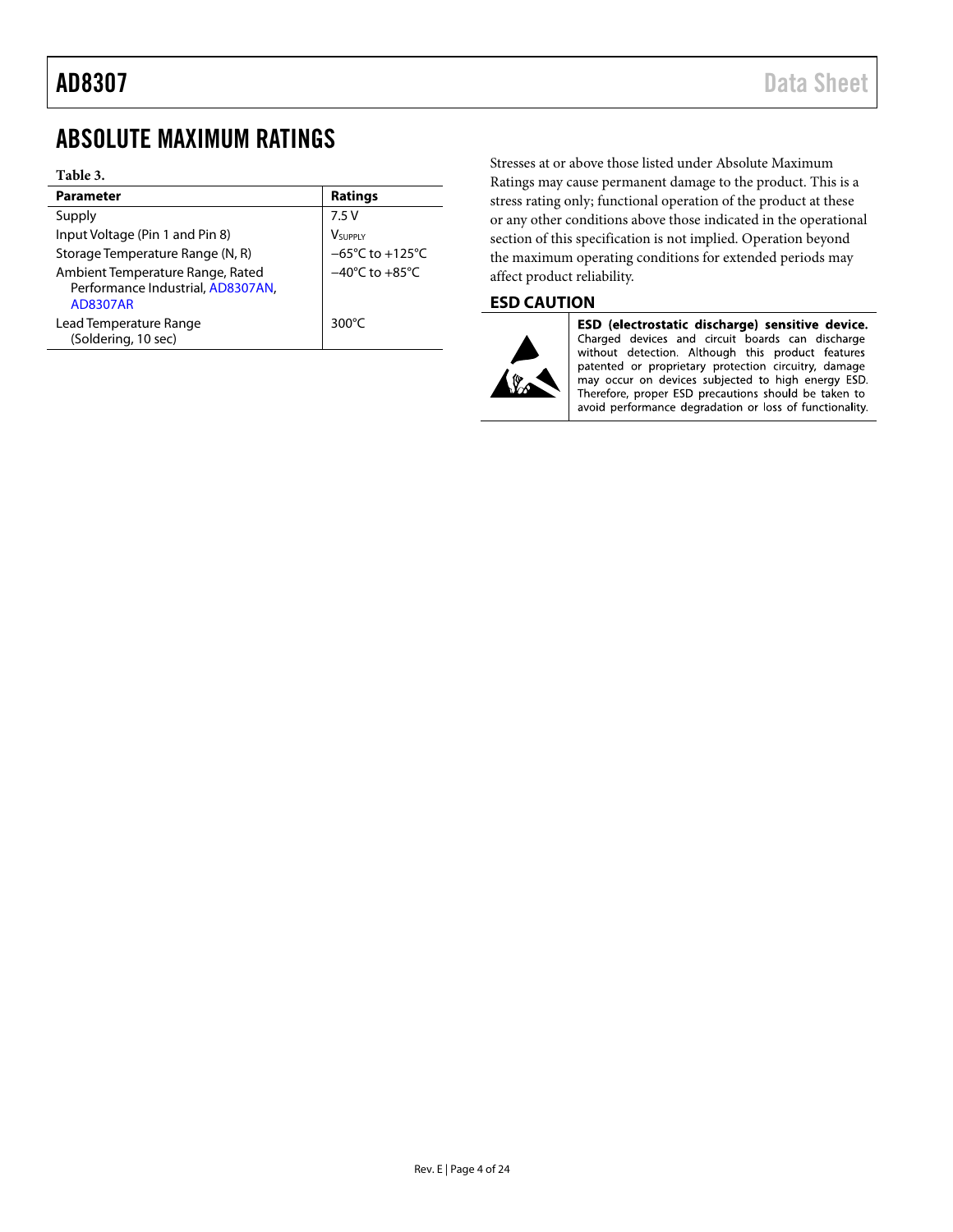# ABSOLUTE MAXIMUM RATINGS

**Table 3.**

| Parameter | Ratings |
|---|---|
| Supply | 7.5 V |
| Input Voltage (Pin 1 and Pin 8) | $V_{SUPPLY}$ |
| Storage Temperature Range (N, R) | −65°C to +125°C |
| Ambient Temperature Range, Rated Performance Industrial, AD8307AN, AD8307AR | −40°C to +85°C |
| Lead Temperature Range (Soldering, 10 sec) | 300°C |

Stresses at or above those listed under Absolute Maximum Ratings may cause permanent damage to the product. This is a stress rating only; functional operation of the product at these or any other conditions above those indicated in the operational section of this specification is not implied. Operation beyond the maximum operating conditions for extended periods may affect product reliability.

## ESD CAUTION

**ESD (electrostatic discharge) sensitive device.** Charged devices and circuit boards can discharge without detection. Although this product features patented or proprietary protection circuitry, damage may occur on devices subjected to high energy ESD. Therefore, proper ESD precautions should be taken to avoid performance degradation or loss of functionality.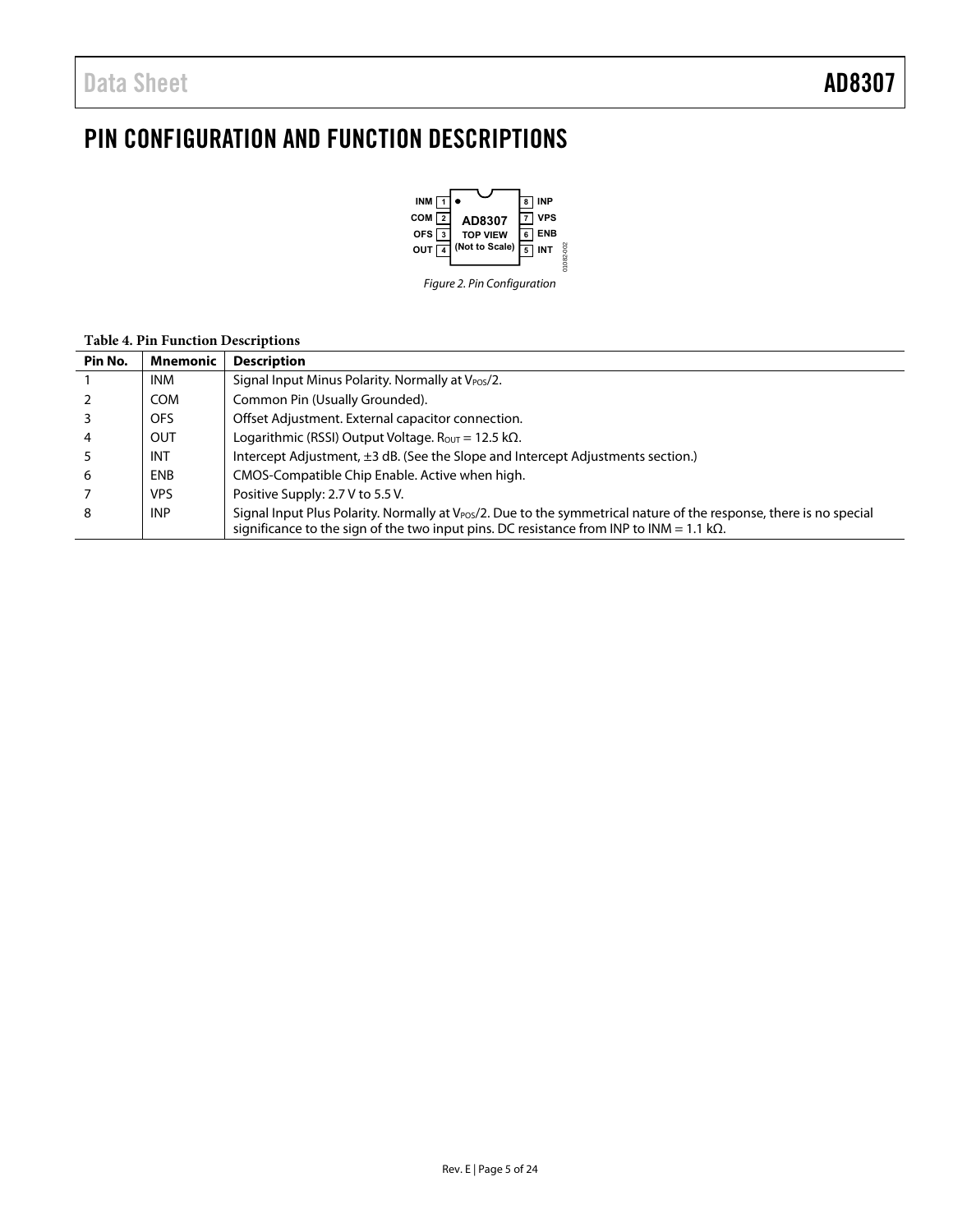# PIN CONFIGURATION AND FUNCTION DESCRIPTIONS

Figure 2. Pin Configuration

**Table 4. Pin Function Descriptions**

| Pin No. | Mnemonic | Description |
|---|---|---|
| 1 | INM | Signal Input Minus Polarity. Normally at $V_{POS}/2$. |
| 2 | COM | Common Pin (Usually Grounded). |
| 3 | OFS | Offset Adjustment. External capacitor connection. |
| 4 | OUT | Logarithmic (RSSI) Output Voltage. $R_{OUT}$ = 12.5 kΩ. |
| 5 | INT | Intercept Adjustment, ±3 dB. (See the Slope and Intercept Adjustments section.) |
| 6 | ENB | CMOS-Compatible Chip Enable. Active when high. |
| 7 | VPS | Positive Supply: 2.7 V to 5.5 V. |
| 8 | INP | Signal Input Plus Polarity. Normally at $V_{POS}/2$. Due to the symmetrical nature of the response, there is no special significance to the sign of the two input pins. DC resistance from INP to INM = 1.1 kΩ. |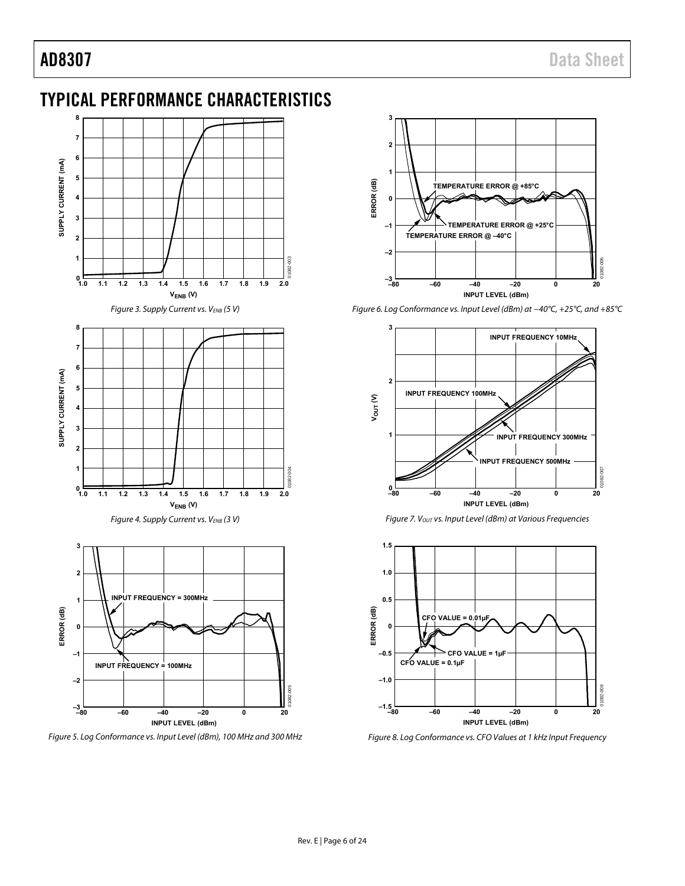## TYPICAL PERFORMANCE CHARACTERISTICS

Figure 3. Supply Current vs. $V_{ENB}$ (5 V)

Figure 4. Supply Current vs. $V_{ENB}$ (3 V)

Figure 5. Log Conformance vs. Input Level (dBm), 100 MHz and 300 MHz

Figure 6. Log Conformance vs. Input Level (dBm) at −40°C, +25°C, and +85°C

Figure 7. $V_{OUT}$ vs. Input Level (dBm) at Various Frequencies

Figure 8. Log Conformance vs. CFO Values at 1 kHz Input Frequency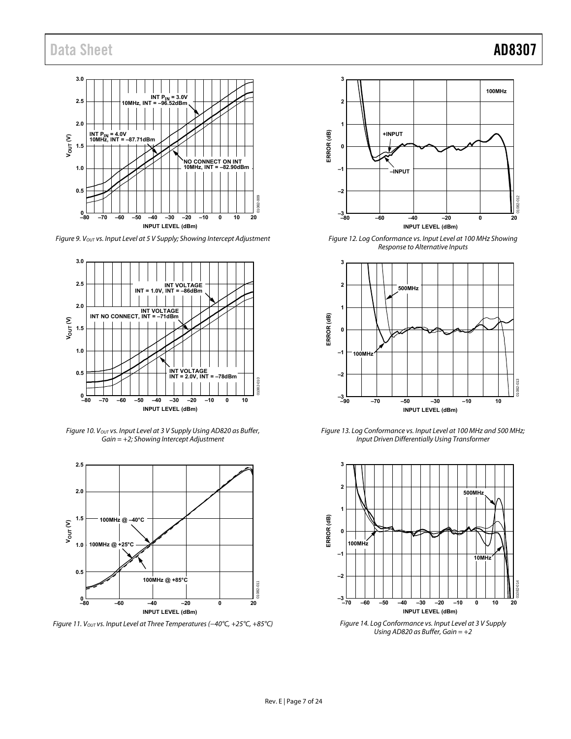Figure 9. $V_{OUT}$ vs. Input Level at 5 V Supply; Showing Intercept Adjustment

Figure 10. $V_{OUT}$ vs. Input Level at 3 V Supply Using AD820 as Buffer, Gain = +2; Showing Intercept Adjustment

Figure 11. $V_{OUT}$ vs. Input Level at Three Temperatures (−40°C, +25°C, +85°C)

Figure 12. Log Conformance vs. Input Level at 100 MHz Showing Response to Alternative Inputs

Figure 13. Log Conformance vs. Input Level at 100 MHz and 500 MHz; Input Driven Differentially Using Transformer

Figure 14. Log Conformance vs. Input Level at 3 V Supply Using AD820 as Buffer, Gain = +2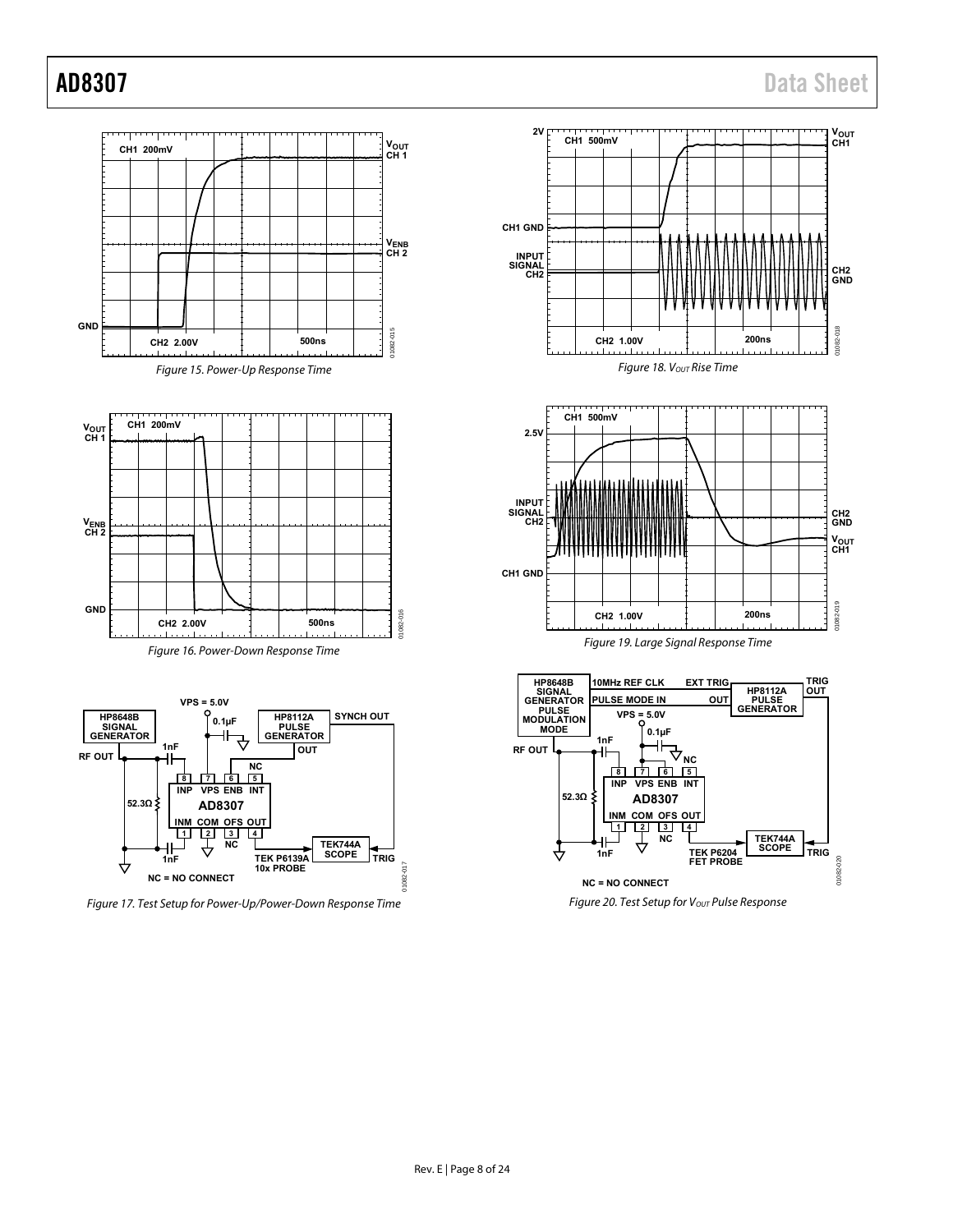Figure 15. Power-Up Response Time

Figure 16. Power-Down Response Time

Figure 17. Test Setup for Power-Up/Power-Down Response Time

Figure 18. $V_{OUT}$ Rise Time

Figure 19. Large Signal Response Time

Figure 20. Test Setup for $V_{OUT}$ Pulse Response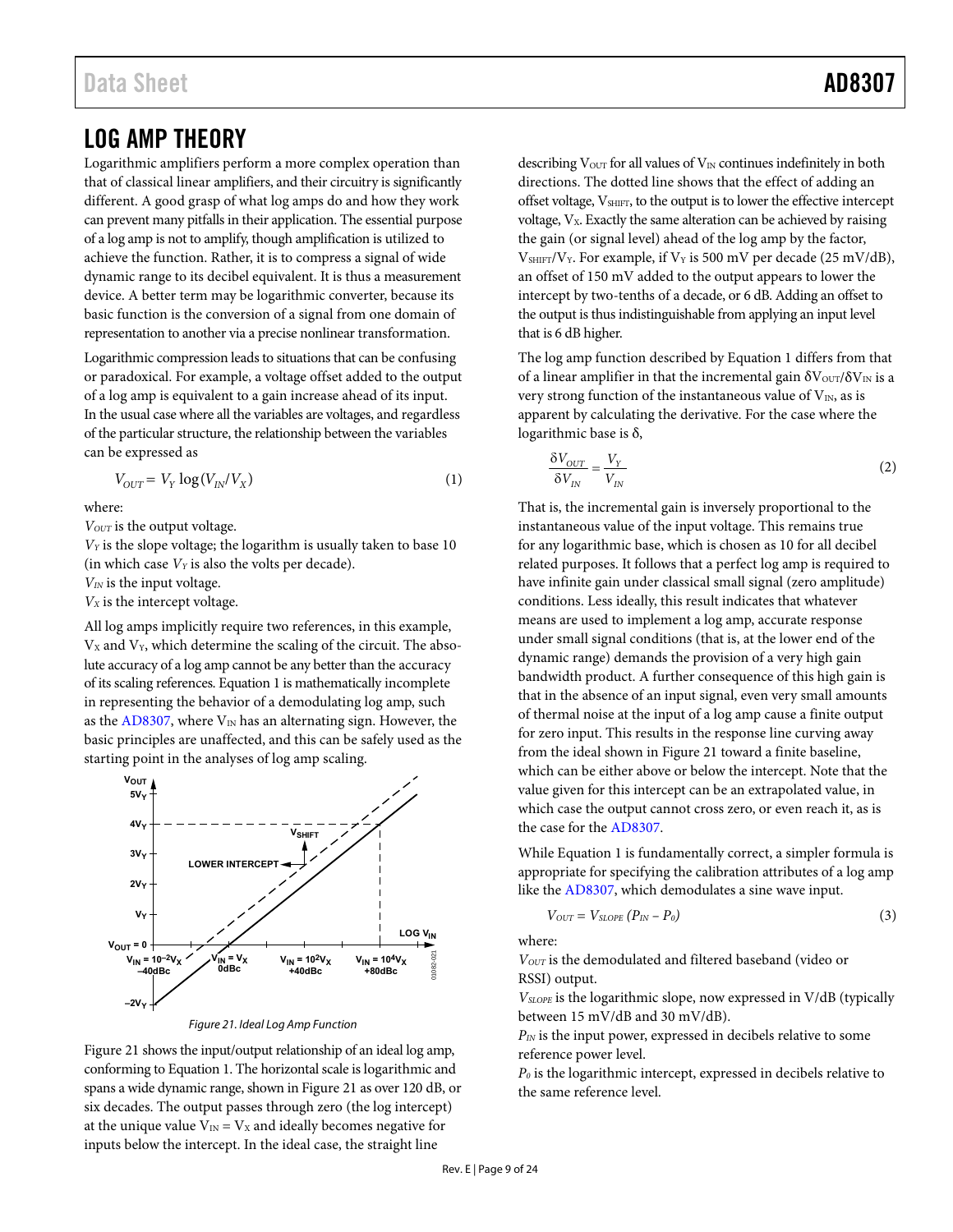# LOG AMP THEORY

Logarithmic amplifiers perform a more complex operation than that of classical linear amplifiers, and their circuitry is significantly different. A good grasp of what log amps do and how they work can prevent many pitfalls in their application. The essential purpose of a log amp is not to amplify, though amplification is utilized to achieve the function. Rather, it is to compress a signal of wide dynamic range to its decibel equivalent. It is thus a measurement device. A better term may be logarithmic converter, because its basic function is the conversion of a signal from one domain of representation to another via a precise nonlinear transformation.

Logarithmic compression leads to situations that can be confusing or paradoxical. For example, a voltage offset added to the output of a log amp is equivalent to a gain increase ahead of its input. In the usual case where all the variables are voltages, and regardless of the particular structure, the relationship between the variables can be expressed as

$$V_{OUT} = V_Y \log(V_{IN}/V_X) \tag{1}$$

where:

$V_{OUT}$ is the output voltage.
$V_Y$ is the slope voltage; the logarithm is usually taken to base 10 (in which case $V_Y$ is also the volts per decade).
$V_{IN}$ is the input voltage.
$V_X$ is the intercept voltage.

All log amps implicitly require two references, in this example, $V_X$ and $V_Y$, which determine the scaling of the circuit. The absolute accuracy of a log amp cannot be any better than the accuracy of its scaling references. Equation 1 is mathematically incomplete in representing the behavior of a demodulating log amp, such as the AD8307, where $V_{IN}$ has an alternating sign. However, the basic principles are unaffected, and this can be safely used as the starting point in the analyses of log amp scaling.

Figure 21. Ideal Log Amp Function

Figure 21 shows the input/output relationship of an ideal log amp, conforming to Equation 1. The horizontal scale is logarithmic and spans a wide dynamic range, shown in Figure 21 as over 120 dB, or six decades. The output passes through zero (the log intercept) at the unique value $V_{IN} = V_X$ and ideally becomes negative for inputs below the intercept. In the ideal case, the straight line describing $V_{OUT}$ for all values of $V_{IN}$ continues indefinitely in both directions. The dotted line shows that the effect of adding an offset voltage, $V_{SHIFT}$, to the output is to lower the effective intercept voltage, $V_X$. Exactly the same alteration can be achieved by raising the gain (or signal level) ahead of the log amp by the factor, $V_{SHIFT}/V_Y$. For example, if $V_Y$ is 500 mV per decade (25 mV/dB), an offset of 150 mV added to the output appears to lower the intercept by two-tenths of a decade, or 6 dB. Adding an offset to the output is thus indistinguishable from applying an input level that is 6 dB higher.

The log amp function described by Equation 1 differs from that of a linear amplifier in that the incremental gain $\delta V_{OUT}/\delta V_{IN}$ is a very strong function of the instantaneous value of $V_{IN}$, as is apparent by calculating the derivative. For the case where the logarithmic base is δ,

$$\frac{\delta V_{OUT}}{\delta V_{IN}} = \frac{V_Y}{V_{IN}} \tag{2}$$

That is, the incremental gain is inversely proportional to the instantaneous value of the input voltage. This remains true for any logarithmic base, which is chosen as 10 for all decibel related purposes. It follows that a perfect log amp is required to have infinite gain under classical small signal (zero amplitude) conditions. Less ideally, this result indicates that whatever means are used to implement a log amp, accurate response under small signal conditions (that is, at the lower end of the dynamic range) demands the provision of a very high gain bandwidth product. A further consequence of this high gain is that in the absence of an input signal, even very small amounts of thermal noise at the input of a log amp cause a finite output for zero input. This results in the response line curving away from the ideal shown in Figure 21 toward a finite baseline, which can be either above or below the intercept. Note that the value given for this intercept can be an extrapolated value, in which case the output cannot cross zero, or even reach it, as is the case for the AD8307.

While Equation 1 is fundamentally correct, a simpler formula is appropriate for specifying the calibration attributes of a log amp like the AD8307, which demodulates a sine wave input.

$$V_{OUT} = V_{SLOPE} (P_{IN} - P_0) \tag{3}$$

where:

$V_{OUT}$ is the demodulated and filtered baseband (video or RSSI) output.
$V_{SLOPE}$ is the logarithmic slope, now expressed in V/dB (typically between 15 mV/dB and 30 mV/dB).
$P_{IN}$ is the input power, expressed in decibels relative to some reference power level.
$P_0$ is the logarithmic intercept, expressed in decibels relative to the same reference level.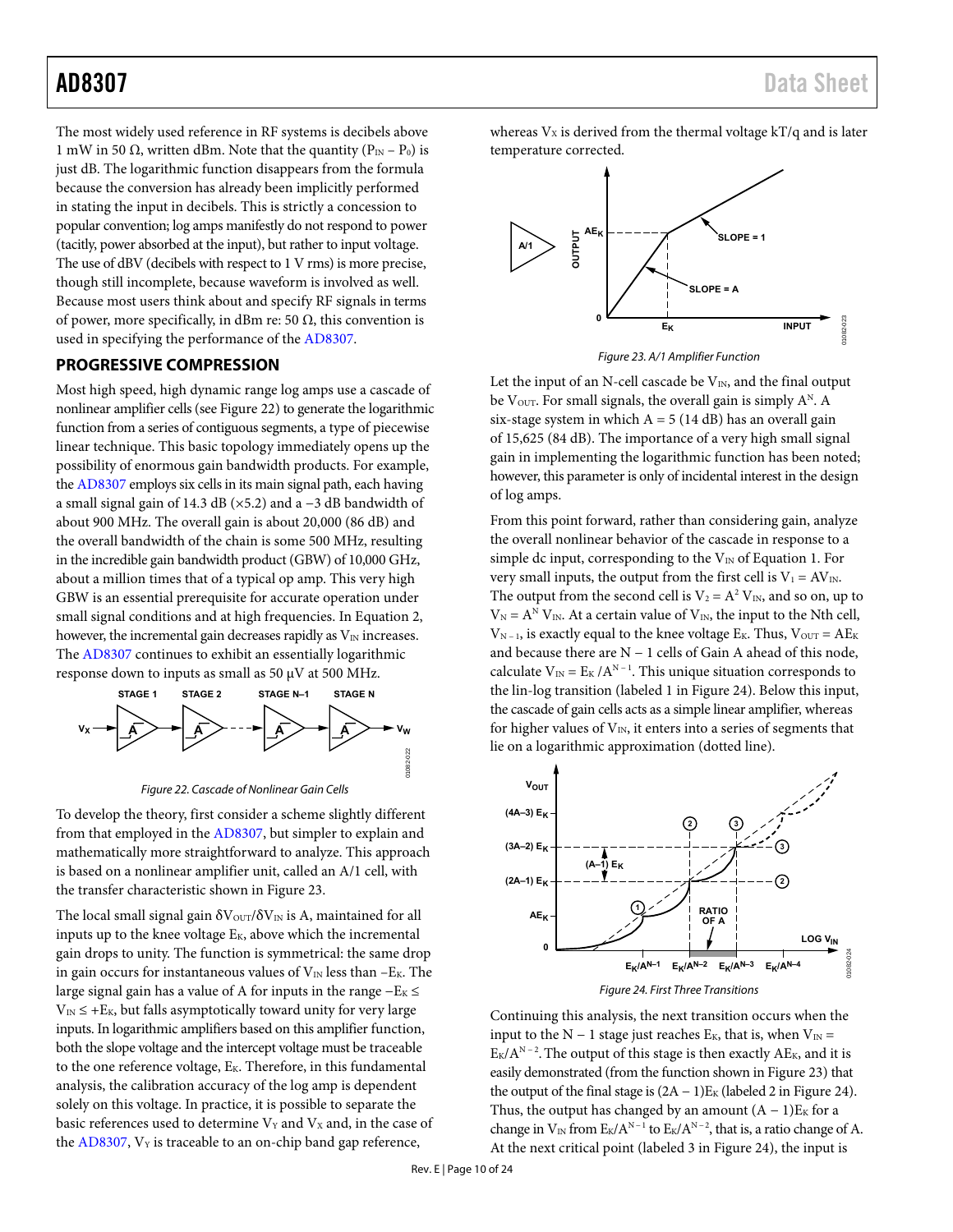The most widely used reference in RF systems is decibels above 1 mW in 50 Ω, written dBm. Note that the quantity ($P_{IN}$ − $P_0$) is just dB. The logarithmic function disappears from the formula because the conversion has already been implicitly performed in stating the input in decibels. This is strictly a concession to popular convention; log amps manifestly do not respond to power (tacitly, power absorbed at the input), but rather to input voltage. The use of dBV (decibels with respect to 1 V rms) is more precise, though still incomplete, because waveform is involved as well. Because most users think about and specify RF signals in terms of power, more specifically, in dBm re: 50 Ω, this convention is used in specifying the performance of the AD8307.

## PROGRESSIVE COMPRESSION

Most high speed, high dynamic range log amps use a cascade of nonlinear amplifier cells (see Figure 22) to generate the logarithmic function from a series of contiguous segments, a type of piecewise linear technique. This basic topology immediately opens up the possibility of enormous gain bandwidth products. For example, the AD8307 employs six cells in its main signal path, each having a small signal gain of 14.3 dB (×5.2) and a −3 dB bandwidth of about 900 MHz. The overall gain is about 20,000 (86 dB) and the overall bandwidth of the chain is some 500 MHz, resulting in the incredible gain bandwidth product (GBW) of 10,000 GHz, about a million times that of a typical op amp. This very high GBW is an essential prerequisite for accurate operation under small signal conditions and at high frequencies. In Equation 2, however, the incremental gain decreases rapidly as $V_{IN}$ increases. The AD8307 continues to exhibit an essentially logarithmic response down to inputs as small as 50 μV at 500 MHz.

*Figure 22. Cascade of Nonlinear Gain Cells*

To develop the theory, first consider a scheme slightly different from that employed in the AD8307, but simpler to explain and mathematically more straightforward to analyze. This approach is based on a nonlinear amplifier unit, called an A/1 cell, with the transfer characteristic shown in Figure 23.

The local small signal gain $\delta V_{OUT}/\delta V_{IN}$ is A, maintained for all inputs up to the knee voltage $E_K$, above which the incremental gain drops to unity. The function is symmetrical: the same drop in gain occurs for instantaneous values of $V_{IN}$ less than $-E_K$. The large signal gain has a value of A for inputs in the range $-E_K \leq V_{IN} \leq +E_K$, but falls asymptotically toward unity for very large inputs. In logarithmic amplifiers based on this amplifier function, both the slope voltage and the intercept voltage must be traceable to the one reference voltage, $E_K$. Therefore, in this fundamental analysis, the calibration accuracy of the log amp is dependent solely on this voltage. In practice, it is possible to separate the basic references used to determine $V_Y$ and $V_X$ and, in the case of the AD8307, $V_Y$ is traceable to an on-chip band gap reference, whereas $V_X$ is derived from the thermal voltage kT/q and is later temperature corrected.

*Figure 23. A/1 Amplifier Function*

Let the input of an N-cell cascade be $V_{IN}$, and the final output be $V_{OUT}$. For small signals, the overall gain is simply $A^N$. A six-stage system in which A = 5 (14 dB) has an overall gain of 15,625 (84 dB). The importance of a very high small signal gain in implementing the logarithmic function has been noted; however, this parameter is only of incidental interest in the design of log amps.

From this point forward, rather than considering gain, analyze the overall nonlinear behavior of the cascade in response to a simple dc input, corresponding to the $V_{IN}$ of Equation 1. For very small inputs, the output from the first cell is $V_1 = AV_{IN}$. The output from the second cell is $V_2 = A^2 V_{IN}$, and so on, up to $V_N = A^N V_{IN}$. At a certain value of $V_{IN}$, the input to the Nth cell, $V_{N-1}$, is exactly equal to the knee voltage $E_K$. Thus, $V_{OUT} = AE_K$ and because there are N − 1 cells of Gain A ahead of this node, calculate $V_{IN} = E_K/A^{N-1}$. This unique situation corresponds to the lin-log transition (labeled 1 in Figure 24). Below this input, the cascade of gain cells acts as a simple linear amplifier, whereas for higher values of $V_{IN}$, it enters into a series of segments that lie on a logarithmic approximation (dotted line).

*Figure 24. First Three Transitions*

Continuing this analysis, the next transition occurs when the input to the N − 1 stage just reaches $E_K$, that is, when $V_{IN} = E_K/A^{N-2}$. The output of this stage is then exactly $AE_K$, and it is easily demonstrated (from the function shown in Figure 23) that the output of the final stage is $(2A - 1)E_K$ (labeled 2 in Figure 24). Thus, the output has changed by an amount $(A - 1)E_K$ for a change in $V_{IN}$ from $E_K/A^{N-1}$ to $E_K/A^{N-2}$, that is, a ratio change of A. At the next critical point (labeled 3 in Figure 24), the input is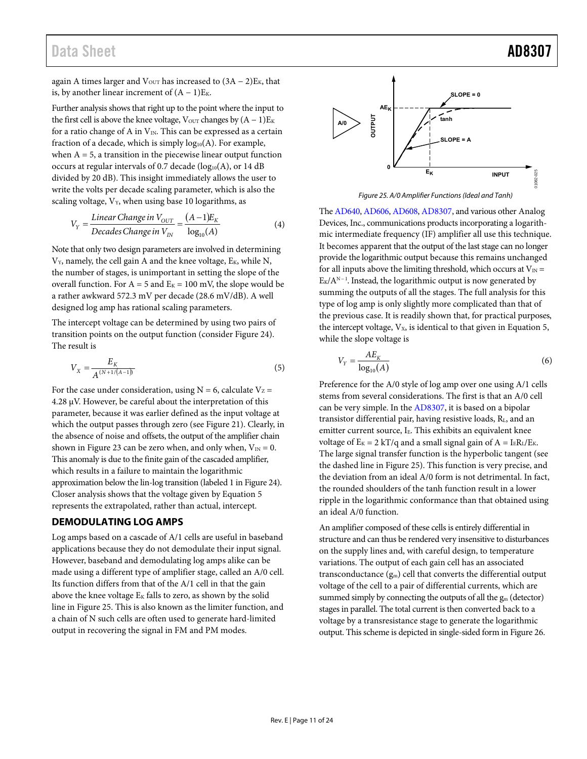again A times larger and $V_{OUT}$ has increased to $(3A - 2)E_K$, that is, by another linear increment of $(A - 1)E_K$.

Further analysis shows that right up to the point where the input to the first cell is above the knee voltage, $V_{OUT}$ changes by $(A - 1)E_K$ for a ratio change of A in $V_{IN}$. This can be expressed as a certain fraction of a decade, which is simply $\log_{10}(A)$. For example, when A = 5, a transition in the piecewise linear output function occurs at regular intervals of 0.7 decade ($\log_{10}(A)$, or 14 dB divided by 20 dB). This insight immediately allows the user to write the volts per decade scaling parameter, which is also the scaling voltage, $V_Y$, when using base 10 logarithms, as

$$V_Y = \frac{\text{Linear Change in } V_{OUT}}{\text{Decades Change in } V_{IN}} = \frac{(A-1)E_K}{\log_{10}(A)} \quad (4)$$

Note that only two design parameters are involved in determining $V_Y$, namely, the cell gain A and the knee voltage, $E_K$, while N, the number of stages, is unimportant in setting the slope of the overall function. For A = 5 and $E_K$ = 100 mV, the slope would be a rather awkward 572.3 mV per decade (28.6 mV/dB). A well designed log amp has rational scaling parameters.

The intercept voltage can be determined by using two pairs of transition points on the output function (consider Figure 24). The result is

$$V_X = \frac{E_K}{A^{(N+1/(A-1))}} \quad (5)$$

For the case under consideration, using N = 6, calculate $V_Z$ = 4.28 µV. However, be careful about the interpretation of this parameter, because it was earlier defined as the input voltage at which the output passes through zero (see Figure 21). Clearly, in the absence of noise and offsets, the output of the amplifier chain shown in Figure 23 can be zero when, and only when, $V_{IN}$ = 0. This anomaly is due to the finite gain of the cascaded amplifier, which results in a failure to maintain the logarithmic approximation below the lin-log transition (labeled 1 in Figure 24). Closer analysis shows that the voltage given by Equation 5 represents the extrapolated, rather than actual, intercept.

## DEMODULATING LOG AMPS

Log amps based on a cascade of A/1 cells are useful in baseband applications because they do not demodulate their input signal. However, baseband and demodulating log amps alike can be made using a different type of amplifier stage, called an A/0 cell. Its function differs from that of the A/1 cell in that the gain above the knee voltage $E_K$ falls to zero, as shown by the solid line in Figure 25. This is also known as the limiter function, and a chain of N such cells are often used to generate hard-limited output in recovering the signal in FM and PM modes.

Figure 25. A/0 Amplifier Functions (Ideal and Tanh)

The AD640, AD606, AD608, AD8307, and various other Analog Devices, Inc., communications products incorporating a logarithmic intermediate frequency (IF) amplifier all use this technique. It becomes apparent that the output of the last stage can no longer provide the logarithmic output because this remains unchanged for all inputs above the limiting threshold, which occurs at $V_{IN} = E_K/A^{N-1}$. Instead, the logarithmic output is now generated by summing the outputs of all the stages. The full analysis for this type of log amp is only slightly more complicated than that of the previous case. It is readily shown that, for practical purposes, the intercept voltage, $V_X$, is identical to that given in Equation 5, while the slope voltage is

$$V_Y = \frac{AE_K}{\log_{10}(A)} \quad (6)$$

Preference for the A/0 style of log amp over one using A/1 cells stems from several considerations. The first is that an A/0 cell can be very simple. In the AD8307, it is based on a bipolar transistor differential pair, having resistive loads, $R_L$, and an emitter current source, $I_E$. This exhibits an equivalent knee voltage of $E_K = 2\,kT/q$ and a small signal gain of $A = I_E R_L/E_K$. The large signal transfer function is the hyperbolic tangent (see the dashed line in Figure 25). This function is very precise, and the deviation from an ideal A/0 form is not detrimental. In fact, the rounded shoulders of the tanh function result in a lower ripple in the logarithmic conformance than that obtained using an ideal A/0 function.

An amplifier composed of these cells is entirely differential in structure and can thus be rendered very insensitive to disturbances on the supply lines and, with careful design, to temperature variations. The output of each gain cell has an associated transconductance ($g_m$) cell that converts the differential output voltage of the cell to a pair of differential currents, which are summed simply by connecting the outputs of all the $g_m$ (detector) stages in parallel. The total current is then converted back to a voltage by a transresistance stage to generate the logarithmic output. This scheme is depicted in single-sided form in Figure 26.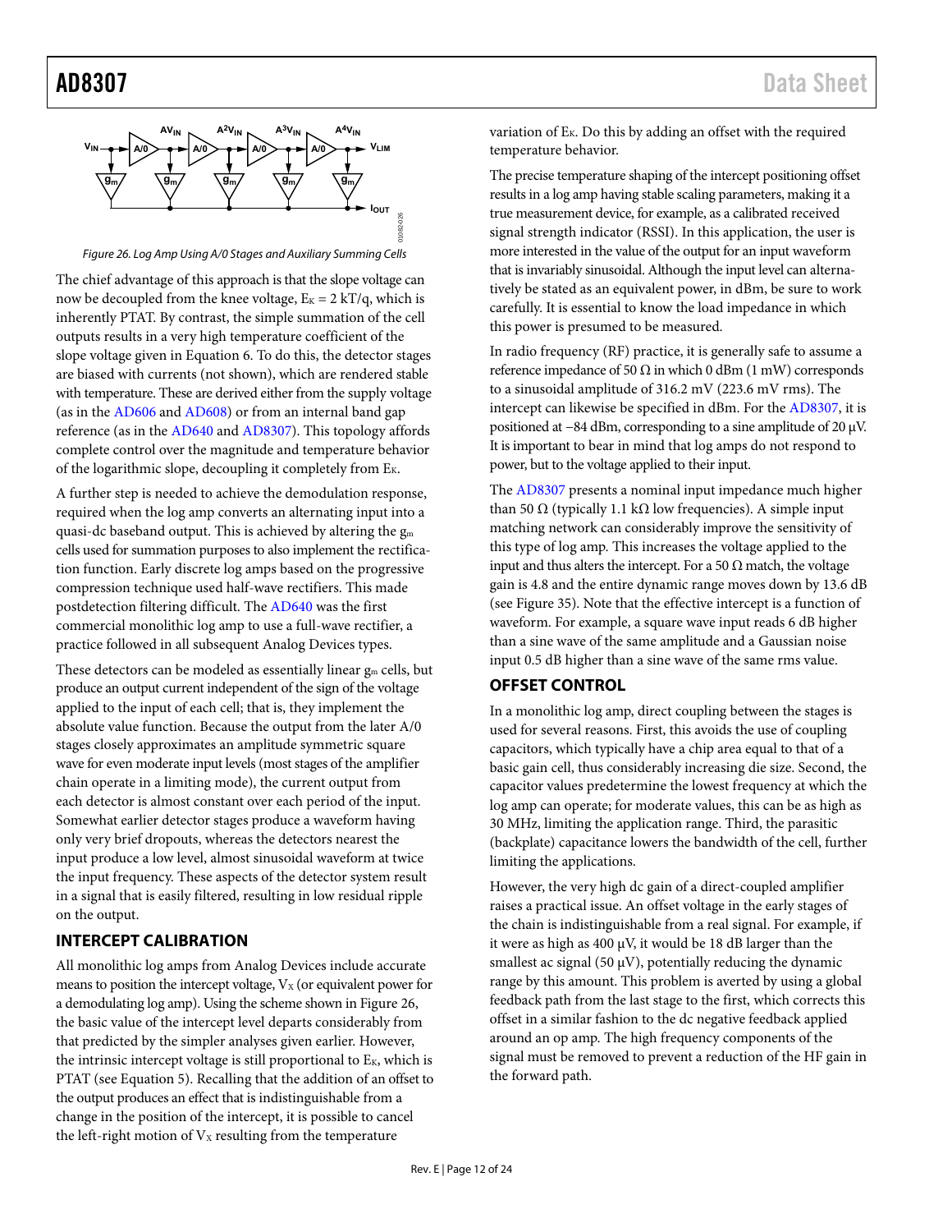Figure 26. Log Amp Using A/0 Stages and Auxiliary Summing Cells

The chief advantage of this approach is that the slope voltage can now be decoupled from the knee voltage, $E_K = 2\ kT/q$, which is inherently PTAT. By contrast, the simple summation of the cell outputs results in a very high temperature coefficient of the slope voltage given in Equation 6. To do this, the detector stages are biased with currents (not shown), which are rendered stable with temperature. These are derived either from the supply voltage (as in the AD606 and AD608) or from an internal band gap reference (as in the AD640 and AD8307). This topology affords complete control over the magnitude and temperature behavior of the logarithmic slope, decoupling it completely from $E_K$.

A further step is needed to achieve the demodulation response, required when the log amp converts an alternating input into a quasi-dc baseband output. This is achieved by altering the $g_m$ cells used for summation purposes to also implement the rectification function. Early discrete log amps based on the progressive compression technique used half-wave rectifiers. This made postdetection filtering difficult. The AD640 was the first commercial monolithic log amp to use a full-wave rectifier, a practice followed in all subsequent Analog Devices types.

These detectors can be modeled as essentially linear $g_m$ cells, but produce an output current independent of the sign of the voltage applied to the input of each cell; that is, they implement the absolute value function. Because the output from the later A/0 stages closely approximates an amplitude symmetric square wave for even moderate input levels (most stages of the amplifier chain operate in a limiting mode), the current output from each detector is almost constant over each period of the input. Somewhat earlier detector stages produce a waveform having only very brief dropouts, whereas the detectors nearest the input produce a low level, almost sinusoidal waveform at twice the input frequency. These aspects of the detector system result in a signal that is easily filtered, resulting in low residual ripple on the output.

## INTERCEPT CALIBRATION

All monolithic log amps from Analog Devices include accurate means to position the intercept voltage, $V_X$ (or equivalent power for a demodulating log amp). Using the scheme shown in Figure 26, the basic value of the intercept level departs considerably from that predicted by the simpler analyses given earlier. However, the intrinsic intercept voltage is still proportional to $E_K$, which is PTAT (see Equation 5). Recalling that the addition of an offset to the output produces an effect that is indistinguishable from a change in the position of the intercept, it is possible to cancel the left-right motion of $V_X$ resulting from the temperature variation of $E_K$. Do this by adding an offset with the required temperature behavior.

The precise temperature shaping of the intercept positioning offset results in a log amp having stable scaling parameters, making it a true measurement device, for example, as a calibrated received signal strength indicator (RSSI). In this application, the user is more interested in the value of the output for an input waveform that is invariably sinusoidal. Although the input level can alternatively be stated as an equivalent power, in dBm, be sure to work carefully. It is essential to know the load impedance in which this power is presumed to be measured.

In radio frequency (RF) practice, it is generally safe to assume a reference impedance of 50 Ω in which 0 dBm (1 mW) corresponds to a sinusoidal amplitude of 316.2 mV (223.6 mV rms). The intercept can likewise be specified in dBm. For the AD8307, it is positioned at −84 dBm, corresponding to a sine amplitude of 20 µV. It is important to bear in mind that log amps do not respond to power, but to the voltage applied to their input.

The AD8307 presents a nominal input impedance much higher than 50 Ω (typically 1.1 kΩ low frequencies). A simple input matching network can considerably improve the sensitivity of this type of log amp. This increases the voltage applied to the input and thus alters the intercept. For a 50 Ω match, the voltage gain is 4.8 and the entire dynamic range moves down by 13.6 dB (see Figure 35). Note that the effective intercept is a function of waveform. For example, a square wave input reads 6 dB higher than a sine wave of the same amplitude and a Gaussian noise input 0.5 dB higher than a sine wave of the same rms value.

## OFFSET CONTROL

In a monolithic log amp, direct coupling between the stages is used for several reasons. First, this avoids the use of coupling capacitors, which typically have a chip area equal to that of a basic gain cell, thus considerably increasing die size. Second, the capacitor values predetermine the lowest frequency at which the log amp can operate; for moderate values, this can be as high as 30 MHz, limiting the application range. Third, the parasitic (backplate) capacitance lowers the bandwidth of the cell, further limiting the applications.

However, the very high dc gain of a direct-coupled amplifier raises a practical issue. An offset voltage in the early stages of the chain is indistinguishable from a real signal. For example, if it were as high as 400 µV, it would be 18 dB larger than the smallest ac signal (50 µV), potentially reducing the dynamic range by this amount. This problem is averted by using a global feedback path from the last stage to the first, which corrects this offset in a similar fashion to the dc negative feedback applied around an op amp. The high frequency components of the signal must be removed to prevent a reduction of the HF gain in the forward path.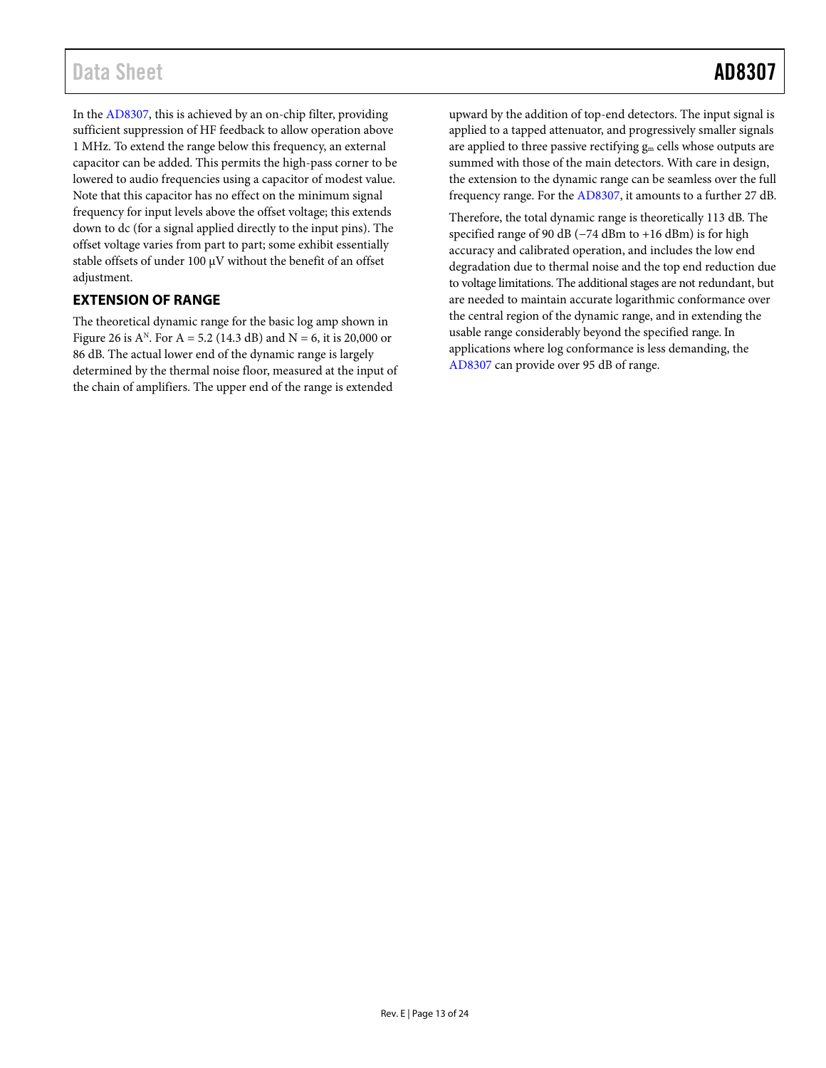In the AD8307, this is achieved by an on-chip filter, providing sufficient suppression of HF feedback to allow operation above 1 MHz. To extend the range below this frequency, an external capacitor can be added. This permits the high-pass corner to be lowered to audio frequencies using a capacitor of modest value. Note that this capacitor has no effect on the minimum signal frequency for input levels above the offset voltage; this extends down to dc (for a signal applied directly to the input pins). The offset voltage varies from part to part; some exhibit essentially stable offsets of under 100 μV without the benefit of an offset adjustment.

## EXTENSION OF RANGE

The theoretical dynamic range for the basic log amp shown in Figure 26 is $A^N$. For A = 5.2 (14.3 dB) and N = 6, it is 20,000 or 86 dB. The actual lower end of the dynamic range is largely determined by the thermal noise floor, measured at the input of the chain of amplifiers. The upper end of the range is extended upward by the addition of top-end detectors. The input signal is applied to a tapped attenuator, and progressively smaller signals are applied to three passive rectifying $g_m$ cells whose outputs are summed with those of the main detectors. With care in design, the extension to the dynamic range can be seamless over the full frequency range. For the AD8307, it amounts to a further 27 dB.

Therefore, the total dynamic range is theoretically 113 dB. The specified range of 90 dB (−74 dBm to +16 dBm) is for high accuracy and calibrated operation, and includes the low end degradation due to thermal noise and the top end reduction due to voltage limitations. The additional stages are not redundant, but are needed to maintain accurate logarithmic conformance over the central region of the dynamic range, and in extending the usable range considerably beyond the specified range. In applications where log conformance is less demanding, the AD8307 can provide over 95 dB of range.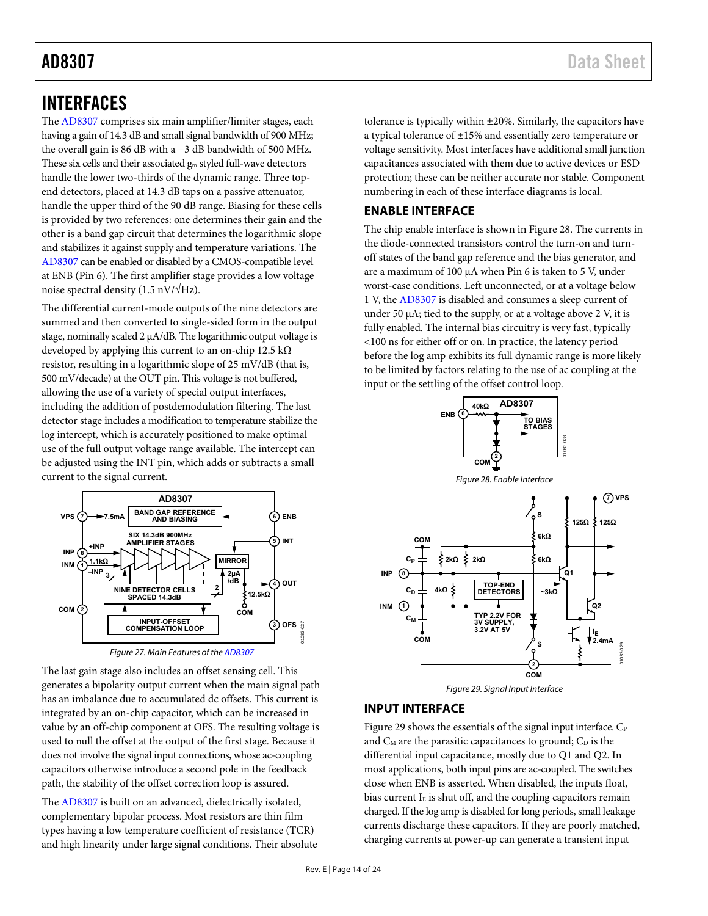# INTERFACES

The AD8307 comprises six main amplifier/limiter stages, each having a gain of 14.3 dB and small signal bandwidth of 900 MHz; the overall gain is 86 dB with a −3 dB bandwidth of 500 MHz. These six cells and their associated $g_m$ styled full-wave detectors handle the lower two-thirds of the dynamic range. Three top-end detectors, placed at 14.3 dB taps on a passive attenuator, handle the upper third of the 90 dB range. Biasing for these cells is provided by two references: one determines their gain and the other is a band gap circuit that determines the logarithmic slope and stabilizes it against supply and temperature variations. The AD8307 can be enabled or disabled by a CMOS-compatible level at ENB (Pin 6). The first amplifier stage provides a low voltage noise spectral density (1.5 nV/√Hz).

The differential current-mode outputs of the nine detectors are summed and then converted to single-sided form in the output stage, nominally scaled 2 µA/dB. The logarithmic output voltage is developed by applying this current to an on-chip 12.5 kΩ resistor, resulting in a logarithmic slope of 25 mV/dB (that is, 500 mV/decade) at the OUT pin. This voltage is not buffered, allowing the use of a variety of special output interfaces, including the addition of postdemodulation filtering. The last detector stage includes a modification to temperature stabilize the log intercept, which is accurately positioned to make optimal use of the full output voltage range available. The intercept can be adjusted using the INT pin, which adds or subtracts a small current to the signal current.

Figure 27. Main Features of the AD8307

The last gain stage also includes an offset sensing cell. This generates a bipolarity output current when the main signal path has an imbalance due to accumulated dc offsets. This current is integrated by an on-chip capacitor, which can be increased in value by an off-chip component at OFS. The resulting voltage is used to null the offset at the output of the first stage. Because it does not involve the signal input connections, whose ac-coupling capacitors otherwise introduce a second pole in the feedback path, the stability of the offset correction loop is assured.

The AD8307 is built on an advanced, dielectrically isolated, complementary bipolar process. Most resistors are thin film types having a low temperature coefficient of resistance (TCR) and high linearity under large signal conditions. Their absolute tolerance is typically within ±20%. Similarly, the capacitors have a typical tolerance of ±15% and essentially zero temperature or voltage sensitivity. Most interfaces have additional small junction capacitances associated with them due to active devices or ESD protection; these can be neither accurate nor stable. Component numbering in each of these interface diagrams is local.

## ENABLE INTERFACE

The chip enable interface is shown in Figure 28. The currents in the diode-connected transistors control the turn-on and turn-off states of the band gap reference and the bias generator, and are a maximum of 100 µA when Pin 6 is taken to 5 V, under worst-case conditions. Left unconnected, or at a voltage below 1 V, the AD8307 is disabled and consumes a sleep current of under 50 µA; tied to the supply, or at a voltage above 2 V, it is fully enabled. The internal bias circuitry is very fast, typically <100 ns for either off or on. In practice, the latency period before the log amp exhibits its full dynamic range is more likely to be limited by factors relating to the use of ac coupling at the input or the settling of the offset control loop.

Figure 28. Enable Interface

Figure 29. Signal Input Interface

## INPUT INTERFACE

Figure 29 shows the essentials of the signal input interface. $C_P$ and $C_M$ are the parasitic capacitances to ground; $C_D$ is the differential input capacitance, mostly due to Q1 and Q2. In most applications, both input pins are ac-coupled. The switches close when ENB is asserted. When disabled, the inputs float, bias current $I_E$ is shut off, and the coupling capacitors remain charged. If the log amp is disabled for long periods, small leakage currents discharge these capacitors. If they are poorly matched, charging currents at power-up can generate a transient input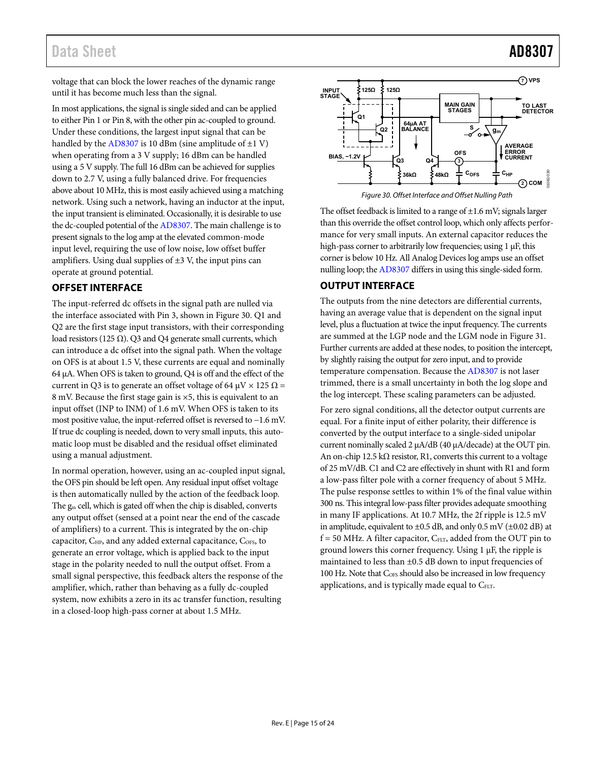voltage that can block the lower reaches of the dynamic range until it has become much less than the signal.

In most applications, the signal is single sided and can be applied to either Pin 1 or Pin 8, with the other pin ac-coupled to ground. Under these conditions, the largest input signal that can be handled by the AD8307 is 10 dBm (sine amplitude of ±1 V) when operating from a 3 V supply; 16 dBm can be handled using a 5 V supply. The full 16 dBm can be achieved for supplies down to 2.7 V, using a fully balanced drive. For frequencies above about 10 MHz, this is most easily achieved using a matching network. Using such a network, having an inductor at the input, the input transient is eliminated. Occasionally, it is desirable to use the dc-coupled potential of the AD8307. The main challenge is to present signals to the log amp at the elevated common-mode input level, requiring the use of low noise, low offset buffer amplifiers. Using dual supplies of ±3 V, the input pins can operate at ground potential.

## OFFSET INTERFACE

The input-referred dc offsets in the signal path are nulled via the interface associated with Pin 3, shown in Figure 30. Q1 and Q2 are the first stage input transistors, with their corresponding load resistors (125 Ω). Q3 and Q4 generate small currents, which can introduce a dc offset into the signal path. When the voltage on OFS is at about 1.5 V, these currents are equal and nominally 64 µA. When OFS is taken to ground, Q4 is off and the effect of the current in Q3 is to generate an offset voltage of 64 µV × 125 Ω = 8 mV. Because the first stage gain is ×5, this is equivalent to an input offset (INP to INM) of 1.6 mV. When OFS is taken to its most positive value, the input-referred offset is reversed to −1.6 mV. If true dc coupling is needed, down to very small inputs, this automatic loop must be disabled and the residual offset eliminated using a manual adjustment.

In normal operation, however, using an ac-coupled input signal, the OFS pin should be left open. Any residual input offset voltage is then automatically nulled by the action of the feedback loop. The $g_m$ cell, which is gated off when the chip is disabled, converts any output offset (sensed at a point near the end of the cascade of amplifiers) to a current. This is integrated by the on-chip capacitor, $C_{HP}$, and any added external capacitance, $C_{OFS}$, to generate an error voltage, which is applied back to the input stage in the polarity needed to null the output offset. From a small signal perspective, this feedback alters the response of the amplifier, which, rather than behaving as a fully dc-coupled system, now exhibits a zero in its ac transfer function, resulting in a closed-loop high-pass corner at about 1.5 MHz.

*Figure 30. Offset Interface and Offset Nulling Path*

The offset feedback is limited to a range of ±1.6 mV; signals larger than this override the offset control loop, which only affects performance for very small inputs. An external capacitor reduces the high-pass corner to arbitrarily low frequencies; using 1 µF, this corner is below 10 Hz. All Analog Devices log amps use an offset nulling loop; the AD8307 differs in using this single-sided form.

## OUTPUT INTERFACE

The outputs from the nine detectors are differential currents, having an average value that is dependent on the signal input level, plus a fluctuation at twice the input frequency. The currents are summed at the LGP node and the LGM node in Figure 31. Further currents are added at these nodes, to position the intercept, by slightly raising the output for zero input, and to provide temperature compensation. Because the AD8307 is not laser trimmed, there is a small uncertainty in both the log slope and the log intercept. These scaling parameters can be adjusted.

For zero signal conditions, all the detector output currents are equal. For a finite input of either polarity, their difference is converted by the output interface to a single-sided unipolar current nominally scaled 2 µA/dB (40 µA/decade) at the OUT pin. An on-chip 12.5 kΩ resistor, R1, converts this current to a voltage of 25 mV/dB. C1 and C2 are effectively in shunt with R1 and form a low-pass filter pole with a corner frequency of about 5 MHz. The pulse response settles to within 1% of the final value within 300 ns. This integral low-pass filter provides adequate smoothing in many IF applications. At 10.7 MHz, the 2f ripple is 12.5 mV in amplitude, equivalent to ±0.5 dB, and only 0.5 mV (±0.02 dB) at f = 50 MHz. A filter capacitor, $C_{FLT}$, added from the OUT pin to ground lowers this corner frequency. Using 1 µF, the ripple is maintained to less than ±0.5 dB down to input frequencies of 100 Hz. Note that $C_{OFS}$ should also be increased in low frequency applications, and is typically made equal to $C_{FLT}$.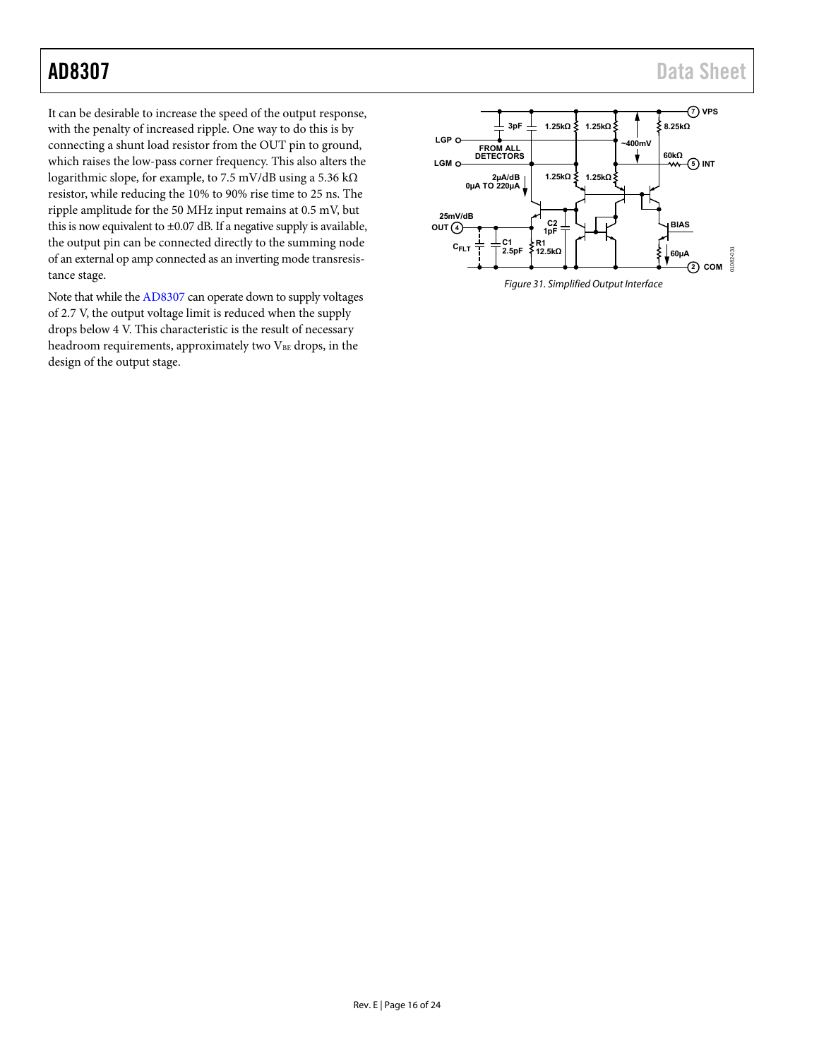It can be desirable to increase the speed of the output response, with the penalty of increased ripple. One way to do this is by connecting a shunt load resistor from the OUT pin to ground, which raises the low-pass corner frequency. This also alters the logarithmic slope, for example, to 7.5 mV/dB using a 5.36 kΩ resistor, while reducing the 10% to 90% rise time to 25 ns. The ripple amplitude for the 50 MHz input remains at 0.5 mV, but this is now equivalent to ±0.07 dB. If a negative supply is available, the output pin can be connected directly to the summing node of an external op amp connected as an inverting mode transresistance stage.

Note that while the AD8307 can operate down to supply voltages of 2.7 V, the output voltage limit is reduced when the supply drops below 4 V. This characteristic is the result of necessary headroom requirements, approximately two $V_{BE}$ drops, in the design of the output stage.

*Figure 31. Simplified Output Interface*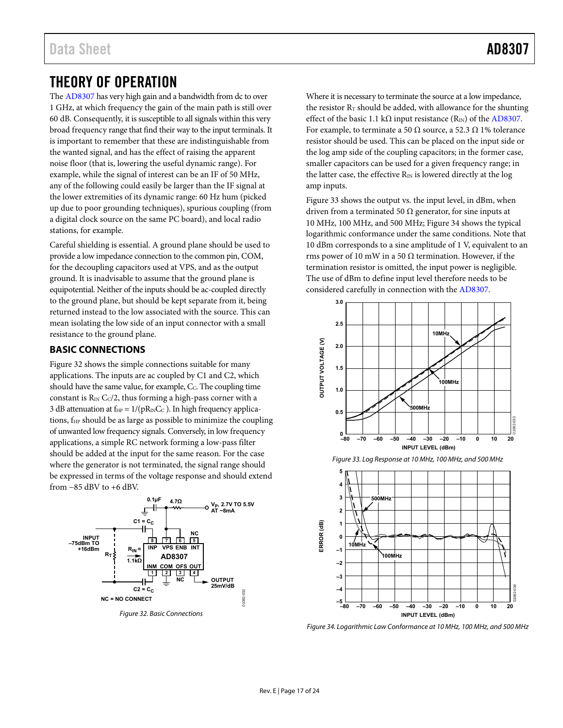# THEORY OF OPERATION

The AD8307 has very high gain and a bandwidth from dc to over 1 GHz, at which frequency the gain of the main path is still over 60 dB. Consequently, it is susceptible to all signals within this very broad frequency range that find their way to the input terminals. It is important to remember that these are indistinguishable from the wanted signal, and has the effect of raising the apparent noise floor (that is, lowering the useful dynamic range). For example, while the signal of interest can be an IF of 50 MHz, any of the following could easily be larger than the IF signal at the lower extremities of its dynamic range: 60 Hz hum (picked up due to poor grounding techniques), spurious coupling (from a digital clock source on the same PC board), and local radio stations, for example.

Careful shielding is essential. A ground plane should be used to provide a low impedance connection to the common pin, COM, for the decoupling capacitors used at VPS, and as the output ground. It is inadvisable to assume that the ground plane is equipotential. Neither of the inputs should be ac-coupled directly to the ground plane, but should be kept separate from it, being returned instead to the low associated with the source. This can mean isolating the low side of an input connector with a small resistance to the ground plane.

## BASIC CONNECTIONS

Figure 32 shows the simple connections suitable for many applications. The inputs are ac coupled by C1 and C2, which should have the same value, for example, $C_C$. The coupling time constant is $R_{IN}\,C_C/2$, thus forming a high-pass corner with a 3 dB attenuation at $f_{HP} = 1/(pR_{IN}C_C)$. In high frequency applications, $f_{HP}$ should be as large as possible to minimize the coupling of unwanted low frequency signals. Conversely, in low frequency applications, a simple RC network forming a low-pass filter should be added at the input for the same reason. For the case where the generator is not terminated, the signal range should be expressed in terms of the voltage response and should extend from −85 dBV to +6 dBV.

Figure 32. Basic Connections

Where it is necessary to terminate the source at a low impedance, the resistor $R_T$ should be added, with allowance for the shunting effect of the basic 1.1 kΩ input resistance ($R_{IN}$) of the AD8307. For example, to terminate a 50 Ω source, a 52.3 Ω 1% tolerance resistor should be used. This can be placed on the input side or the log amp side of the coupling capacitors; in the former case, smaller capacitors can be used for a given frequency range; in the latter case, the effective $R_{IN}$ is lowered directly at the log amp inputs.

Figure 33 shows the output vs. the input level, in dBm, when driven from a terminated 50 Ω generator, for sine inputs at 10 MHz, 100 MHz, and 500 MHz; Figure 34 shows the typical logarithmic conformance under the same conditions. Note that 10 dBm corresponds to a sine amplitude of 1 V, equivalent to an rms power of 10 mW in a 50 Ω termination. However, if the termination resistor is omitted, the input power is negligible. The use of dBm to define input level therefore needs to be considered carefully in connection with the AD8307.

Figure 33. Log Response at 10 MHz, 100 MHz, and 500 MHz

Figure 34. Logarithmic Law Conformance at 10 MHz, 100 MHz, and 500 MHz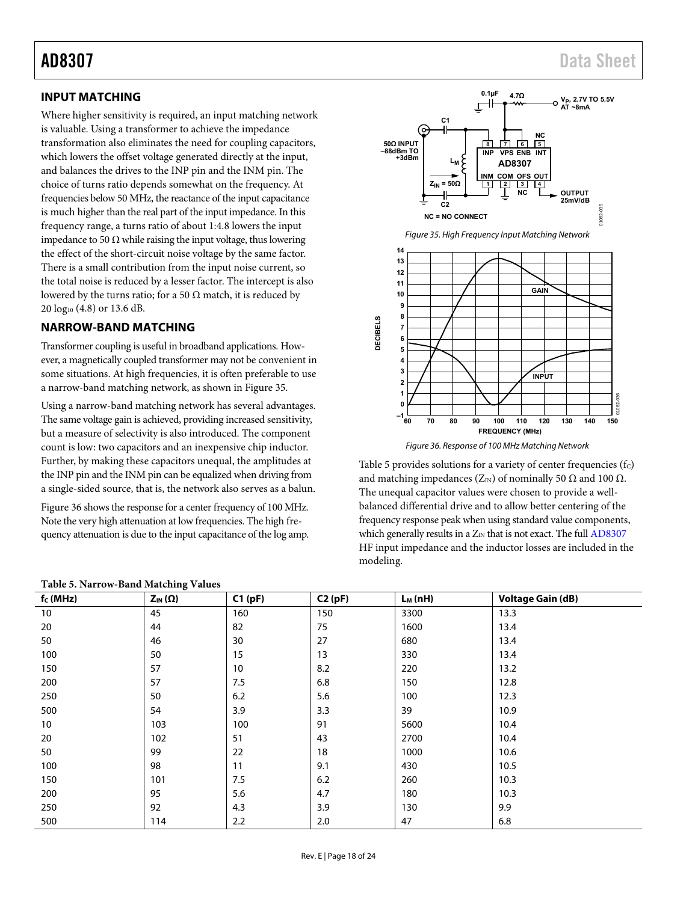## INPUT MATCHING

Where higher sensitivity is required, an input matching network is valuable. Using a transformer to achieve the impedance transformation also eliminates the need for coupling capacitors, which lowers the offset voltage generated directly at the input, and balances the drives to the INP pin and the INM pin. The choice of turns ratio depends somewhat on the frequency. At frequencies below 50 MHz, the reactance of the input capacitance is much higher than the real part of the input impedance. In this frequency range, a turns ratio of about 1:4.8 lowers the input impedance to 50 Ω while raising the input voltage, thus lowering the effect of the short-circuit noise voltage by the same factor. There is a small contribution from the input noise current, so the total noise is reduced by a lesser factor. The intercept is also lowered by the turns ratio; for a 50 Ω match, it is reduced by 20 $\log_{10}$ (4.8) or 13.6 dB.

## NARROW-BAND MATCHING

Transformer coupling is useful in broadband applications. However, a magnetically coupled transformer may not be convenient in some situations. At high frequencies, it is often preferable to use a narrow-band matching network, as shown in Figure 35.

Using a narrow-band matching network has several advantages. The same voltage gain is achieved, providing increased sensitivity, but a measure of selectivity is also introduced. The component count is low: two capacitors and an inexpensive chip inductor. Further, by making these capacitors unequal, the amplitudes at the INP pin and the INM pin can be equalized when driving from a single-sided source, that is, the network also serves as a balun.

Figure 36 shows the response for a center frequency of 100 MHz. Note the very high attenuation at low frequencies. The high frequency attenuation is due to the input capacitance of the log amp.

Figure 35. High Frequency Input Matching Network

Figure 36. Response of 100 MHz Matching Network

Table 5 provides solutions for a variety of center frequencies ($f_C$) and matching impedances ($Z_{IN}$) of nominally 50 Ω and 100 Ω. The unequal capacitor values were chosen to provide a well-balanced differential drive and to allow better centering of the frequency response peak when using standard value components, which generally results in a $Z_{IN}$ that is not exact. The full AD8307 HF input impedance and the inductor losses are included in the modeling.

**Table 5. Narrow-Band Matching Values**

| $f_C$ (MHz) | $Z_{IN}$ (Ω) | C1 (pF) | C2 (pF) | $L_M$ (nH) | Voltage Gain (dB) |
|---|---|---|---|---|---|
| 10 | 45 | 160 | 150 | 3300 | 13.3 |
| 20 | 44 | 82 | 75 | 1600 | 13.4 |
| 50 | 46 | 30 | 27 | 680 | 13.4 |
| 100 | 50 | 15 | 13 | 330 | 13.4 |
| 150 | 57 | 10 | 8.2 | 220 | 13.2 |
| 200 | 57 | 7.5 | 6.8 | 150 | 12.8 |
| 250 | 50 | 6.2 | 5.6 | 100 | 12.3 |
| 500 | 54 | 3.9 | 3.3 | 39 | 10.9 |
| 10 | 103 | 100 | 91 | 5600 | 10.4 |
| 20 | 102 | 51 | 43 | 2700 | 10.4 |
| 50 | 99 | 22 | 18 | 1000 | 10.6 |
| 100 | 98 | 11 | 9.1 | 430 | 10.5 |
| 150 | 101 | 7.5 | 6.2 | 260 | 10.3 |
| 200 | 95 | 5.6 | 4.7 | 180 | 10.3 |
| 250 | 92 | 4.3 | 3.9 | 130 | 9.9 |
| 500 | 114 | 2.2 | 2.0 | 47 | 6.8 |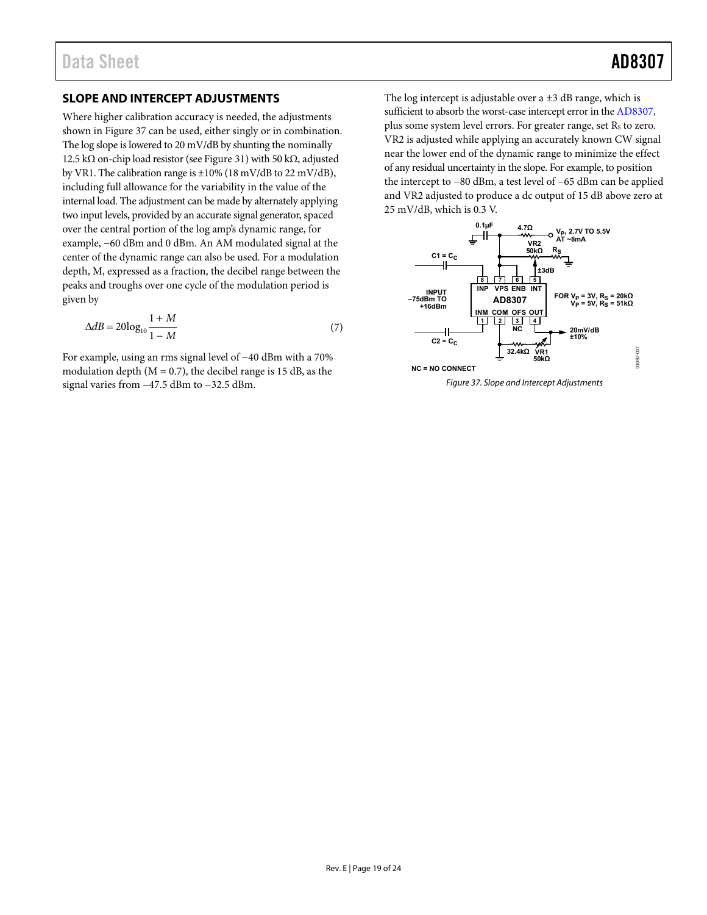## SLOPE AND INTERCEPT ADJUSTMENTS

Where higher calibration accuracy is needed, the adjustments shown in Figure 37 can be used, either singly or in combination. The log slope is lowered to 20 mV/dB by shunting the nominally 12.5 kΩ on-chip load resistor (see Figure 31) with 50 kΩ, adjusted by VR1. The calibration range is ±10% (18 mV/dB to 22 mV/dB), including full allowance for the variability in the value of the internal load. The adjustment can be made by alternately applying two input levels, provided by an accurate signal generator, spaced over the central portion of the log amp's dynamic range, for example, −60 dBm and 0 dBm. An AM modulated signal at the center of the dynamic range can also be used. For a modulation depth, M, expressed as a fraction, the decibel range between the peaks and troughs over one cycle of the modulation period is given by

$$\Delta dB = 20\log_{10}\frac{1+M}{1-M} \tag{7}$$

For example, using an rms signal level of −40 dBm with a 70% modulation depth (M = 0.7), the decibel range is 15 dB, as the signal varies from −47.5 dBm to −32.5 dBm.

The log intercept is adjustable over a ±3 dB range, which is sufficient to absorb the worst-case intercept error in the AD8307, plus some system level errors. For greater range, set $R_S$ to zero. VR2 is adjusted while applying an accurately known CW signal near the lower end of the dynamic range to minimize the effect of any residual uncertainty in the slope. For example, to position the intercept to −80 dBm, a test level of −65 dBm can be applied and VR2 adjusted to produce a dc output of 15 dB above zero at 25 mV/dB, which is 0.3 V.

*Figure 37. Slope and Intercept Adjustments*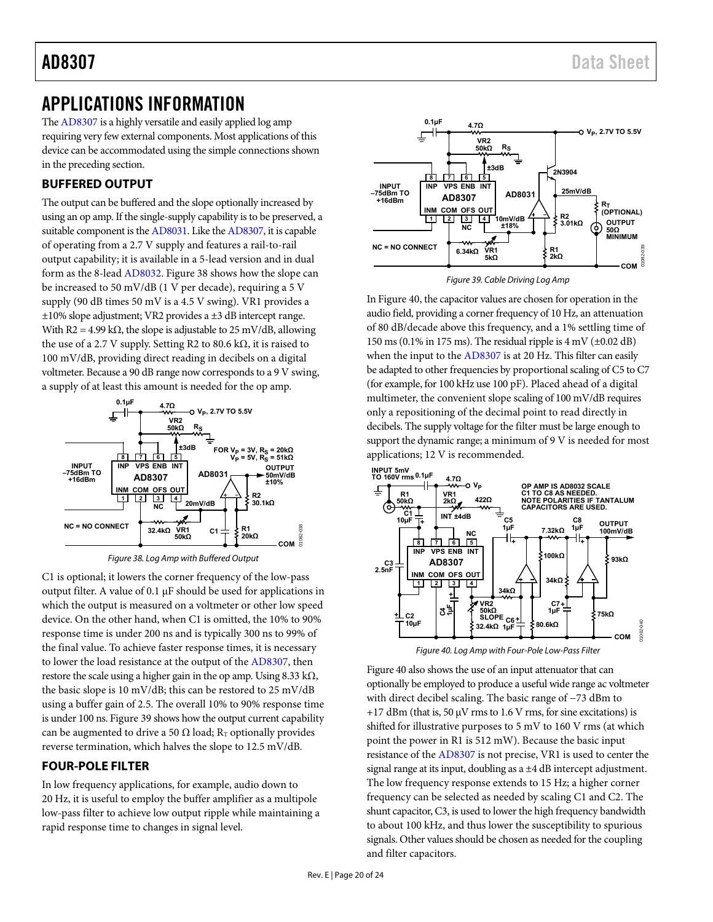# APPLICATIONS INFORMATION

The AD8307 is a highly versatile and easily applied log amp requiring very few external components. Most applications of this device can be accommodated using the simple connections shown in the preceding section.

## BUFFERED OUTPUT

The output can be buffered and the slope optionally increased by using an op amp. If the single-supply capability is to be preserved, a suitable component is the AD8031. Like the AD8307, it is capable of operating from a 2.7 V supply and features a rail-to-rail output capability; it is available in a 5-lead version and in dual form as the 8-lead AD8032. Figure 38 shows how the slope can be increased to 50 mV/dB (1 V per decade), requiring a 5 V supply (90 dB times 50 mV is a 4.5 V swing). VR1 provides a ±10% slope adjustment; VR2 provides a ±3 dB intercept range. With R2 = 4.99 kΩ, the slope is adjustable to 25 mV/dB, allowing the use of a 2.7 V supply. Setting R2 to 80.6 kΩ, it is raised to 100 mV/dB, providing direct reading in decibels on a digital voltmeter. Because a 90 dB range now corresponds to a 9 V swing, a supply of at least this amount is needed for the op amp.

*Figure 38. Log Amp with Buffered Output*

C1 is optional; it lowers the corner frequency of the low-pass output filter. A value of 0.1 µF should be used for applications in which the output is measured on a voltmeter or other low speed device. On the other hand, when C1 is omitted, the 10% to 90% response time is under 200 ns and is typically 300 ns to 99% of the final value. To achieve faster response times, it is necessary to lower the load resistance at the output of the AD8307, then restore the scale using a higher gain in the op amp. Using 8.33 kΩ, the basic slope is 10 mV/dB; this can be restored to 25 mV/dB using a buffer gain of 2.5. The overall 10% to 90% response time is under 100 ns. Figure 39 shows how the output current capability can be augmented to drive a 50 Ω load; $R_T$ optionally provides reverse termination, which halves the slope to 12.5 mV/dB.

## FOUR-POLE FILTER

In low frequency applications, for example, audio down to 20 Hz, it is useful to employ the buffer amplifier as a multipole low-pass filter to achieve low output ripple while maintaining a rapid response time to changes in signal level.

*Figure 39. Cable Driving Log Amp*

In Figure 40, the capacitor values are chosen for operation in the audio field, providing a corner frequency of 10 Hz, an attenuation of 80 dB/decade above this frequency, and a 1% settling time of 150 ms (0.1% in 175 ms). The residual ripple is 4 mV (±0.02 dB) when the input to the AD8307 is at 20 Hz. This filter can easily be adapted to other frequencies by proportional scaling of C5 to C7 (for example, for 100 kHz use 100 pF). Placed ahead of a digital multimeter, the convenient slope scaling of 100 mV/dB requires only a repositioning of the decimal point to read directly in decibels. The supply voltage for the filter must be large enough to support the dynamic range; a minimum of 9 V is needed for most applications; 12 V is recommended.

*Figure 40. Log Amp with Four-Pole Low-Pass Filter*

Figure 40 also shows the use of an input attenuator that can optionally be employed to produce a useful wide range ac voltmeter with direct decibel scaling. The basic range of −73 dBm to +17 dBm (that is, 50 µV rms to 1.6 V rms, for sine excitations) is shifted for illustrative purposes to 5 mV to 160 V rms (at which point the power in R1 is 512 mW). Because the basic input resistance of the AD8307 is not precise, VR1 is used to center the signal range at its input, doubling as a ±4 dB intercept adjustment. The low frequency response extends to 15 Hz; a higher corner frequency can be selected as needed by scaling C1 and C2. The shunt capacitor, C3, is used to lower the high frequency bandwidth to about 100 kHz, and thus lower the susceptibility to spurious signals. Other values should be chosen as needed for the coupling and filter capacitors.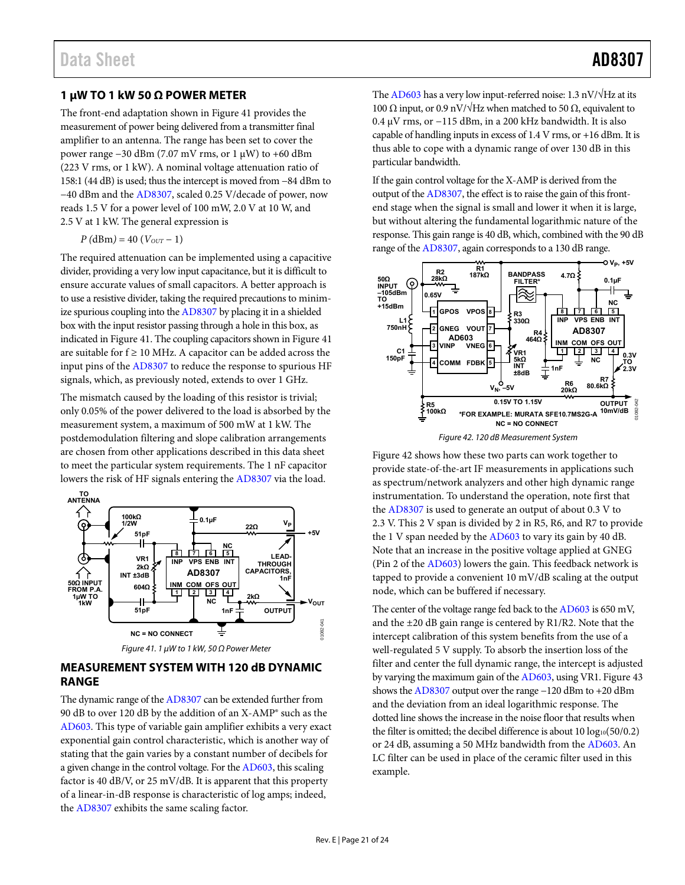## 1 μW TO 1 kW 50 Ω POWER METER

The front-end adaptation shown in Figure 41 provides the measurement of power being delivered from a transmitter final amplifier to an antenna. The range has been set to cover the power range −30 dBm (7.07 mV rms, or 1 μW) to +60 dBm (223 V rms, or 1 kW). A nominal voltage attenuation ratio of 158:1 (44 dB) is used; thus the intercept is moved from −84 dBm to −40 dBm and the AD8307, scaled 0.25 V/decade of power, now reads 1.5 V for a power level of 100 mW, 2.0 V at 10 W, and 2.5 V at 1 kW. The general expression is

$$P\text{ (dBm)} = 40\ (V_{OUT} - 1)$$

The required attenuation can be implemented using a capacitive divider, providing a very low input capacitance, but it is difficult to ensure accurate values of small capacitors. A better approach is to use a resistive divider, taking the required precautions to minimize spurious coupling into the AD8307 by placing it in a shielded box with the input resistor passing through a hole in this box, as indicated in Figure 41. The coupling capacitors shown in Figure 41 are suitable for f ≥ 10 MHz. A capacitor can be added across the input pins of the AD8307 to reduce the response to spurious HF signals, which, as previously noted, extends to over 1 GHz.

The mismatch caused by the loading of this resistor is trivial; only 0.05% of the power delivered to the load is absorbed by the measurement system, a maximum of 500 mW at 1 kW. The postdemodulation filtering and slope calibration arrangements are chosen from other applications described in this data sheet to meet the particular system requirements. The 1 nF capacitor lowers the risk of HF signals entering the AD8307 via the load.

*Figure 41. 1 μW to 1 kW, 50 Ω Power Meter*

## MEASUREMENT SYSTEM WITH 120 dB DYNAMIC RANGE

The dynamic range of the AD8307 can be extended further from 90 dB to over 120 dB by the addition of an X-AMP® such as the AD603. This type of variable gain amplifier exhibits a very exact exponential gain control characteristic, which is another way of stating that the gain varies by a constant number of decibels for a given change in the control voltage. For the AD603, this scaling factor is 40 dB/V, or 25 mV/dB. It is apparent that this property of a linear-in-dB response is characteristic of log amps; indeed, the AD8307 exhibits the same scaling factor.

The AD603 has a very low input-referred noise: 1.3 nV/√Hz at its 100 Ω input, or 0.9 nV/√Hz when matched to 50 Ω, equivalent to 0.4 μV rms, or −115 dBm, in a 200 kHz bandwidth. It is also capable of handling inputs in excess of 1.4 V rms, or +16 dBm. It is thus able to cope with a dynamic range of over 130 dB in this particular bandwidth.

If the gain control voltage for the X-AMP is derived from the output of the AD8307, the effect is to raise the gain of this front-end stage when the signal is small and lower it when it is large, but without altering the fundamental logarithmic nature of the response. This gain range is 40 dB, which, combined with the 90 dB range of the AD8307, again corresponds to a 130 dB range.

*Figure 42. 120 dB Measurement System*

Figure 42 shows how these two parts can work together to provide state-of-the-art IF measurements in applications such as spectrum/network analyzers and other high dynamic range instrumentation. To understand the operation, note first that the AD8307 is used to generate an output of about 0.3 V to 2.3 V. This 2 V span is divided by 2 in R5, R6, and R7 to provide the 1 V span needed by the AD603 to vary its gain by 40 dB. Note that an increase in the positive voltage applied at GNEG (Pin 2 of the AD603) lowers the gain. This feedback network is tapped to provide a convenient 10 mV/dB scaling at the output node, which can be buffered if necessary.

The center of the voltage range fed back to the AD603 is 650 mV, and the ±20 dB gain range is centered by R1/R2. Note that the intercept calibration of this system benefits from the use of a well-regulated 5 V supply. To absorb the insertion loss of the filter and center the full dynamic range, the intercept is adjusted by varying the maximum gain of the AD603, using VR1. Figure 43 shows the AD8307 output over the range −120 dBm to +20 dBm and the deviation from an ideal logarithmic response. The dotted line shows the increase in the noise floor that results when the filter is omitted; the decibel difference is about $10 \log_{10}(50/0.2)$ or 24 dB, assuming a 50 MHz bandwidth from the AD603. An LC filter can be used in place of the ceramic filter used in this example.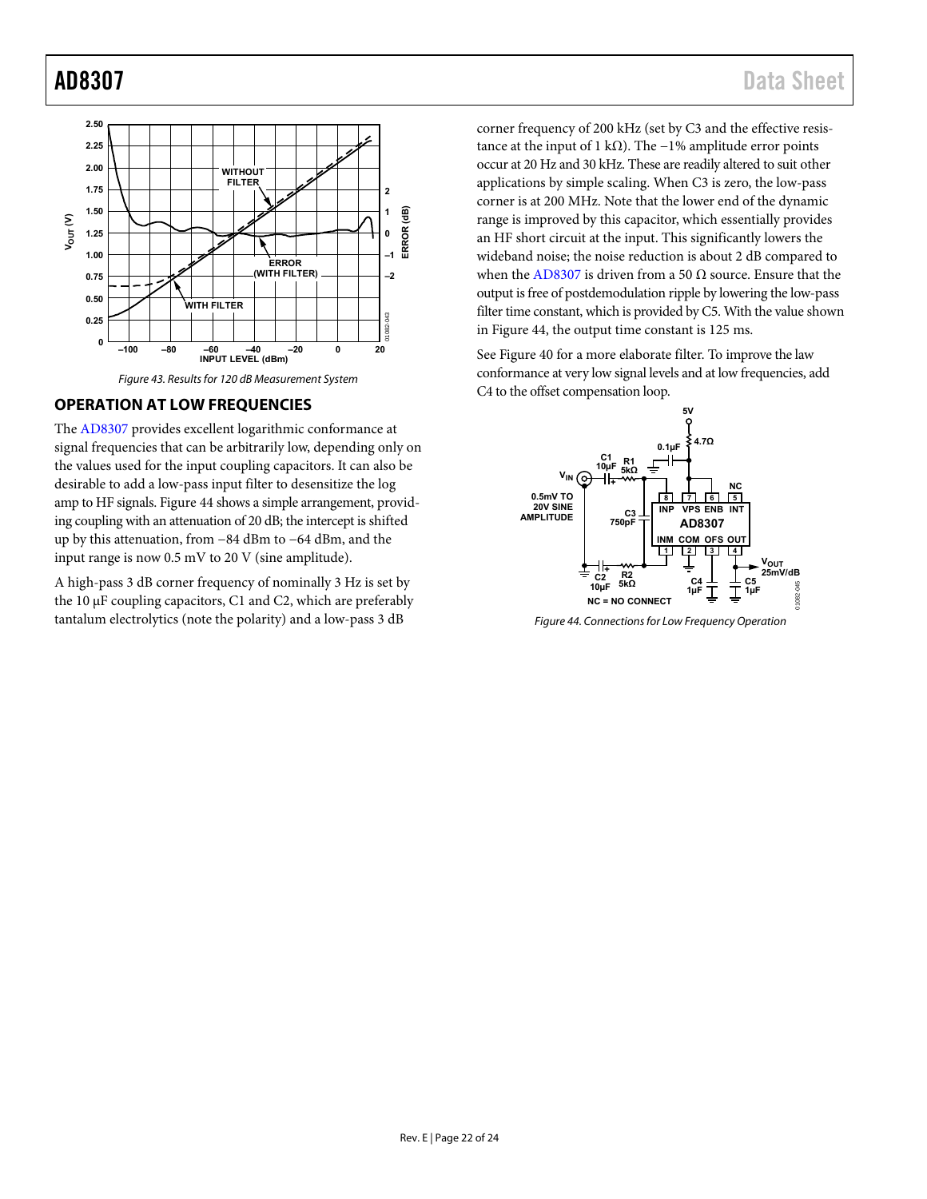Figure 43. Results for 120 dB Measurement System

## OPERATION AT LOW FREQUENCIES

The AD8307 provides excellent logarithmic conformance at signal frequencies that can be arbitrarily low, depending only on the values used for the input coupling capacitors. It can also be desirable to add a low-pass input filter to desensitize the log amp to HF signals. Figure 44 shows a simple arrangement, providing coupling with an attenuation of 20 dB; the intercept is shifted up by this attenuation, from −84 dBm to −64 dBm, and the input range is now 0.5 mV to 20 V (sine amplitude).

A high-pass 3 dB corner frequency of nominally 3 Hz is set by the 10 µF coupling capacitors, C1 and C2, which are preferably tantalum electrolytics (note the polarity) and a low-pass 3 dB corner frequency of 200 kHz (set by C3 and the effective resistance at the input of 1 kΩ). The −1% amplitude error points occur at 20 Hz and 30 kHz. These are readily altered to suit other applications by simple scaling. When C3 is zero, the low-pass corner is at 200 MHz. Note that the lower end of the dynamic range is improved by this capacitor, which essentially provides an HF short circuit at the input. This significantly lowers the wideband noise; the noise reduction is about 2 dB compared to when the AD8307 is driven from a 50 Ω source. Ensure that the output is free of postdemodulation ripple by lowering the low-pass filter time constant, which is provided by C5. With the value shown in Figure 44, the output time constant is 125 ms.

See Figure 40 for a more elaborate filter. To improve the law conformance at very low signal levels and at low frequencies, add C4 to the offset compensation loop.

Figure 44. Connections for Low Frequency Operation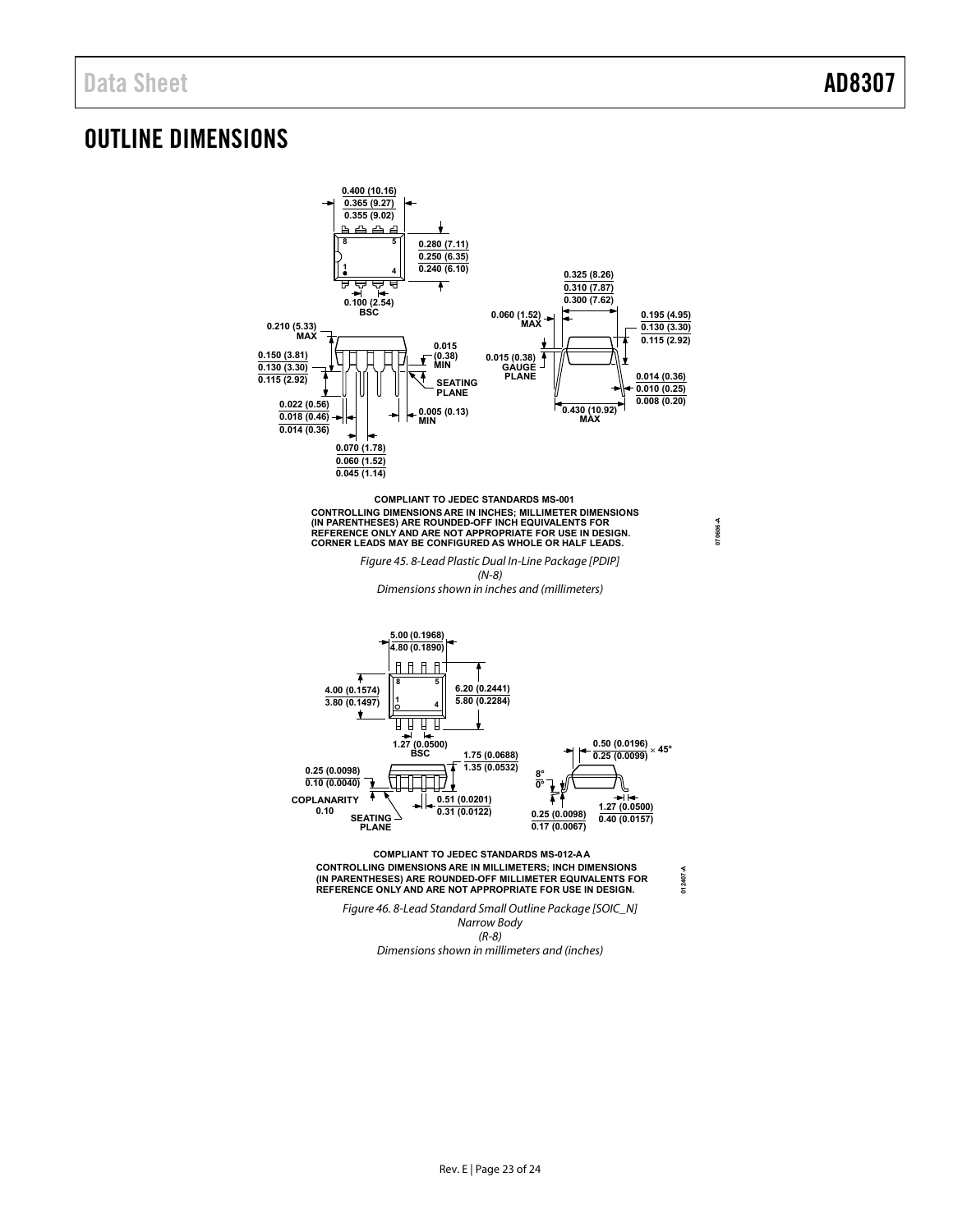# OUTLINE DIMENSIONS

COMPLIANT TO JEDEC STANDARDS MS-001

CONTROLLING DIMENSIONS ARE IN INCHES; MILLIMETER DIMENSIONS (IN PARENTHESES) ARE ROUNDED-OFF INCH EQUIVALENTS FOR REFERENCE ONLY AND ARE NOT APPROPRIATE FOR USE IN DESIGN. CORNER LEADS MAY BE CONFIGURED AS WHOLE OR HALF LEADS.

*Figure 45. 8-Lead Plastic Dual In-Line Package [PDIP] (N-8) Dimensions shown in inches and (millimeters)*

COMPLIANT TO JEDEC STANDARDS MS-012-AA

CONTROLLING DIMENSIONS ARE IN MILLIMETERS; INCH DIMENSIONS (IN PARENTHESES) ARE ROUNDED-OFF MILLIMETER EQUIVALENTS FOR REFERENCE ONLY AND ARE NOT APPROPRIATE FOR USE IN DESIGN.

*Figure 46. 8-Lead Standard Small Outline Package [SOIC_N] Narrow Body (R-8) Dimensions shown in millimeters and (inches)*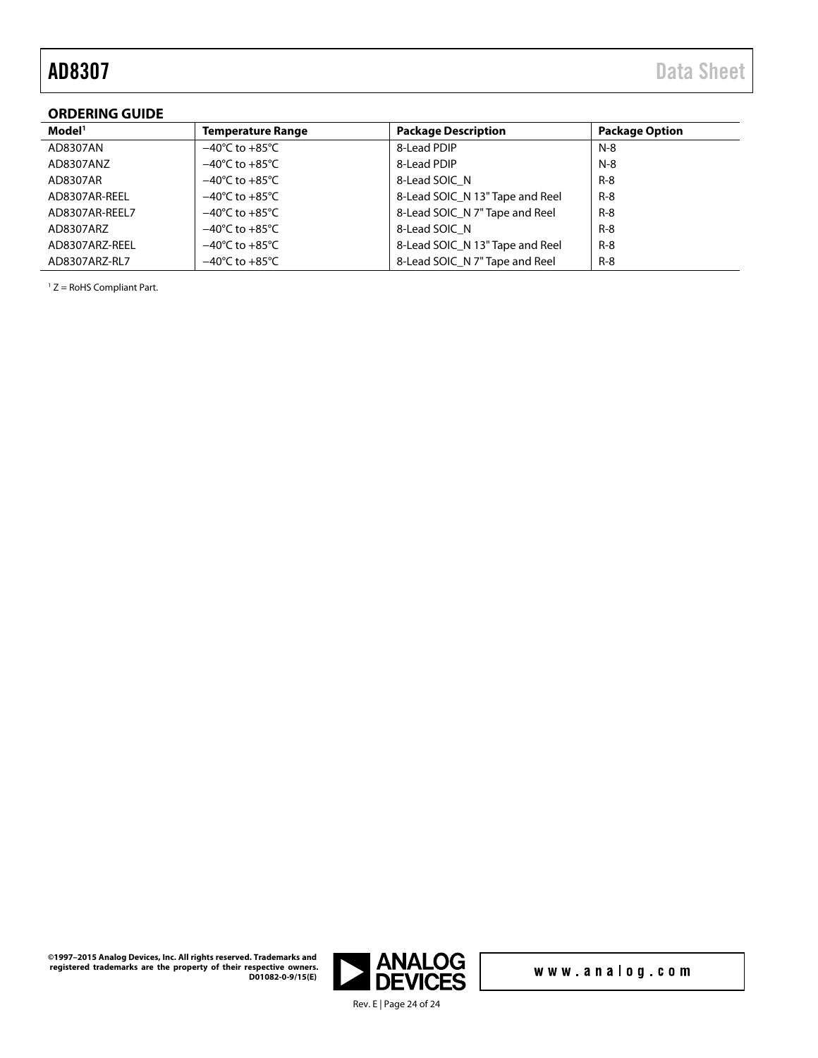## ORDERING GUIDE

| Model[1] | Temperature Range | Package Description | Package Option |
|---|---|---|---|
| AD8307AN | −40°C to +85°C | 8-Lead PDIP | N-8 |
| AD8307ANZ | −40°C to +85°C | 8-Lead PDIP | N-8 |
| AD8307AR | −40°C to +85°C | 8-Lead SOIC_N | R-8 |
| AD8307AR-REEL | −40°C to +85°C | 8-Lead SOIC_N 13" Tape and Reel | R-8 |
| AD8307AR-REEL7 | −40°C to +85°C | 8-Lead SOIC_N 7" Tape and Reel | R-8 |
| AD8307ARZ | −40°C to +85°C | 8-Lead SOIC_N | R-8 |
| AD8307ARZ-REEL | −40°C to +85°C | 8-Lead SOIC_N 13" Tape and Reel | R-8 |
| AD8307ARZ-RL7 | −40°C to +85°C | 8-Lead SOIC_N 7" Tape and Reel | R-8 |

[1] Z = RoHS Compliant Part.

**©1997–2015 Analog Devices, Inc. All rights reserved. Trademarks and registered trademarks are the property of their respective owners. D01082-0-9/15(E)**

www.analog.com